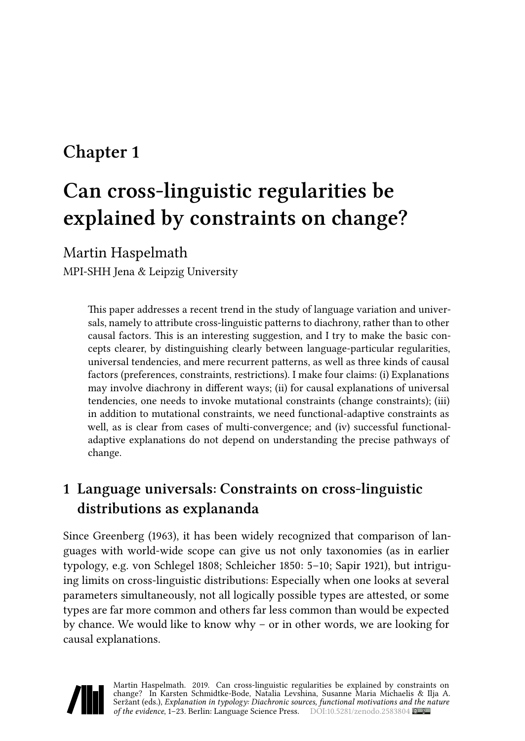## Chapter 1

# Can cross-linguistic regularities be explained by constraints on change?

Martin Haspelmath

MPI-SHH Jena & Leipzig University

> This paper addresses a recent trend in the study of language variation and universals, namely to attribute cross-linguistic patterns to diachrony, rather than to other causal factors. This is an interesting suggestion, and I try to make the basic concepts clearer, by distinguishing clearly between language-particular regularities, universal tendencies, and mere recurrent patterns, as well as three kinds of causal factors (preferences, constraints, restrictions). I make four claims: (i) Explanations may involve diachrony in different ways; (ii) for causal explanations of universal tendencies, one needs to invoke mutational constraints (change constraints); (iii) in addition to mutational constraints, we need functional-adaptive constraints as well, as is clear from cases of multi-convergence; and (iv) successful functional-adaptive explanations do not depend on understanding the precise pathways of change.

## 1 Language universals: Constraints on cross-linguistic distributions as explananda

Since Greenberg (1963), it has been widely recognized that comparison of languages with world-wide scope can give us not only taxonomies (as in earlier typology, e.g. von Schlegel 1808; Schleicher 1850: 5–10; Sapir 1921), but intriguing limits on cross-linguistic distributions: Especially when one looks at several parameters simultaneously, not all logically possible types are attested, or some types are far more common and others far less common than would be expected by chance. We would like to know why – or in other words, we are looking for causal explanations.

Martin Haspelmath. 2019. Can cross-linguistic regularities be explained by constraints on change? In Karsten Schmidtke-Bode, Natalia Levshina, Susanne Maria Michaelis & Ilja A. Seržant (eds.), *Explanation in typology: Diachronic sources, functional motivations and the nature of the evidence*, 1–23. Berlin: Language Science Press. DOI:10.5281/zenodo.2583804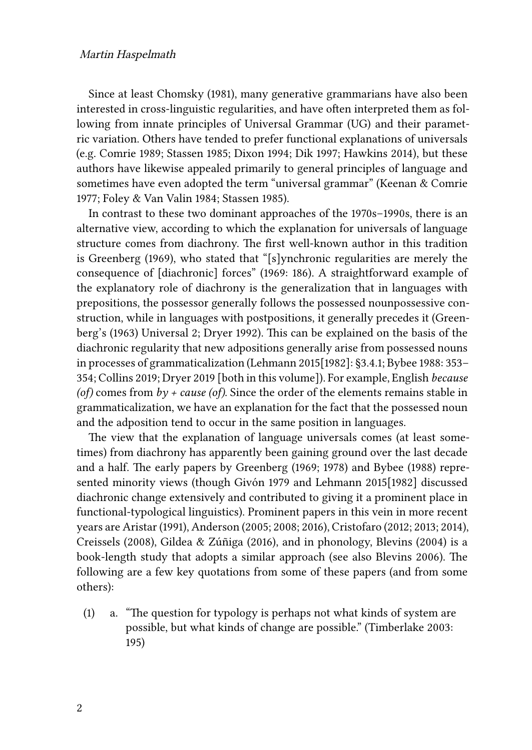Since at least Chomsky (1981), many generative grammarians have also been interested in cross-linguistic regularities, and have often interpreted them as following from innate principles of Universal Grammar (UG) and their parametric variation. Others have tended to prefer functional explanations of universals (e.g. Comrie 1989; Stassen 1985; Dixon 1994; Dik 1997; Hawkins 2014), but these authors have likewise appealed primarily to general principles of language and sometimes have even adopted the term "universal grammar" (Keenan & Comrie 1977; Foley & Van Valin 1984; Stassen 1985).

In contrast to these two dominant approaches of the 1970s–1990s, there is an alternative view, according to which the explanation for universals of language structure comes from diachrony. The first well-known author in this tradition is Greenberg (1969), who stated that "[s]ynchronic regularities are merely the consequence of [diachronic] forces" (1969: 186). A straightforward example of the explanatory role of diachrony is the generalization that in languages with prepositions, the possessor generally follows the possessed nounpossessive construction, while in languages with postpositions, it generally precedes it (Greenberg's (1963) Universal 2; Dryer 1992). This can be explained on the basis of the diachronic regularity that new adpositions generally arise from possessed nouns in processes of grammaticalization (Lehmann 2015[1982]: §3.4.1; Bybee 1988: 353–354; Collins 2019; Dryer 2019 [both in this volume]). For example, English *because (of)* comes from *by + cause (of)*. Since the order of the elements remains stable in grammaticalization, we have an explanation for the fact that the possessed noun and the adposition tend to occur in the same position in languages.

The view that the explanation of language universals comes (at least sometimes) from diachrony has apparently been gaining ground over the last decade and a half. The early papers by Greenberg (1969; 1978) and Bybee (1988) represented minority views (though Givón 1979 and Lehmann 2015[1982] discussed diachronic change extensively and contributed to giving it a prominent place in functional-typological linguistics). Prominent papers in this vein in more recent years are Aristar (1991), Anderson (2005; 2008; 2016), Cristofaro (2012; 2013; 2014), Creissels (2008), Gildea & Zúñiga (2016), and in phonology, Blevins (2004) is a book-length study that adopts a similar approach (see also Blevins 2006). The following are a few key quotations from some of these papers (and from some others):

(1) a. "The question for typology is perhaps not what kinds of system are possible, but what kinds of change are possible." (Timberlake 2003: 195)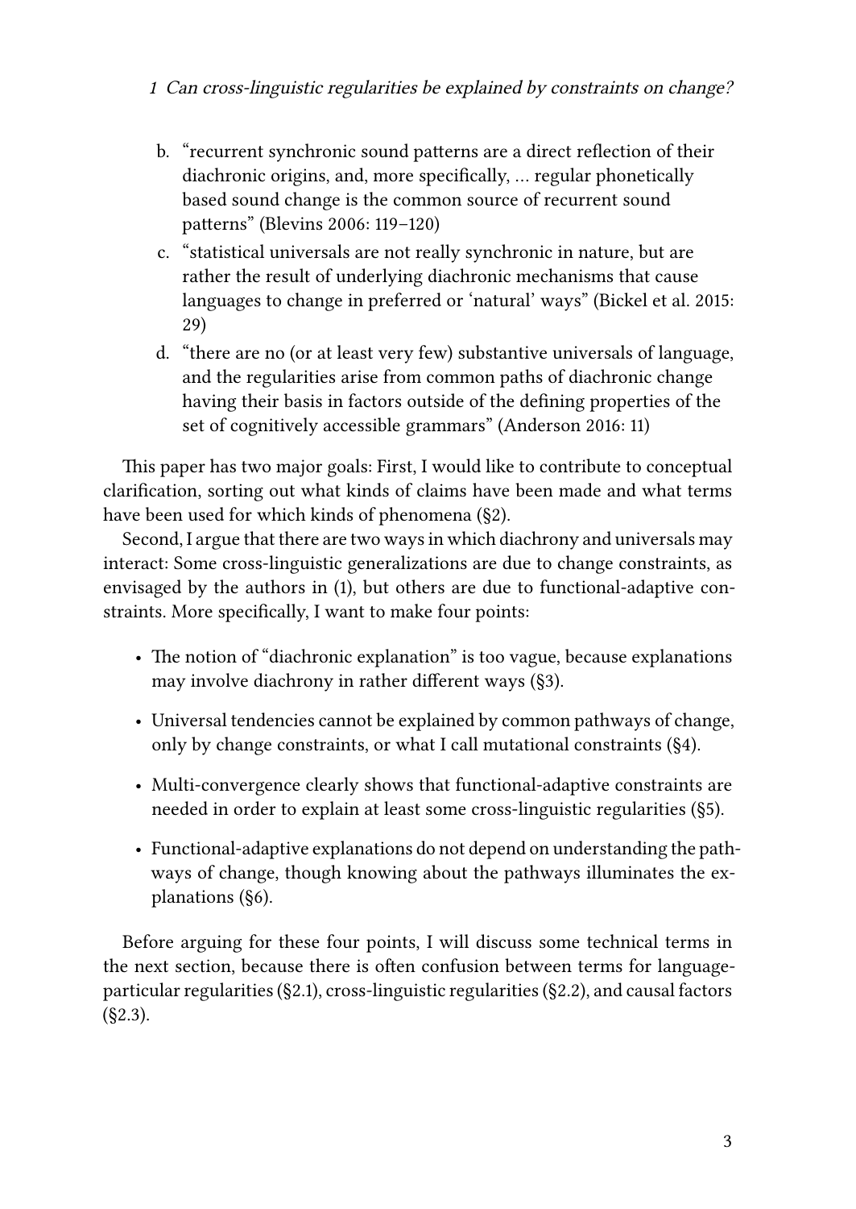b. "recurrent synchronic sound patterns are a direct reflection of their diachronic origins, and, more specifically, … regular phonetically based sound change is the common source of recurrent sound patterns" (Blevins 2006: 119–120)

c. "statistical universals are not really synchronic in nature, but are rather the result of underlying diachronic mechanisms that cause languages to change in preferred or 'natural' ways" (Bickel et al. 2015: 29)

d. "there are no (or at least very few) substantive universals of language, and the regularities arise from common paths of diachronic change having their basis in factors outside of the defining properties of the set of cognitively accessible grammars" (Anderson 2016: 11)

This paper has two major goals: First, I would like to contribute to conceptual clarification, sorting out what kinds of claims have been made and what terms have been used for which kinds of phenomena (§2).

Second, I argue that there are two ways in which diachrony and universals may interact: Some cross-linguistic generalizations are due to change constraints, as envisaged by the authors in (1), but others are due to functional-adaptive constraints. More specifically, I want to make four points:

- The notion of "diachronic explanation" is too vague, because explanations may involve diachrony in rather different ways (§3).
- Universal tendencies cannot be explained by common pathways of change, only by change constraints, or what I call mutational constraints (§4).
- Multi-convergence clearly shows that functional-adaptive constraints are needed in order to explain at least some cross-linguistic regularities (§5).
- Functional-adaptive explanations do not depend on understanding the pathways of change, though knowing about the pathways illuminates the explanations (§6).

Before arguing for these four points, I will discuss some technical terms in the next section, because there is often confusion between terms for language-particular regularities (§2.1), cross-linguistic regularities (§2.2), and causal factors (§2.3).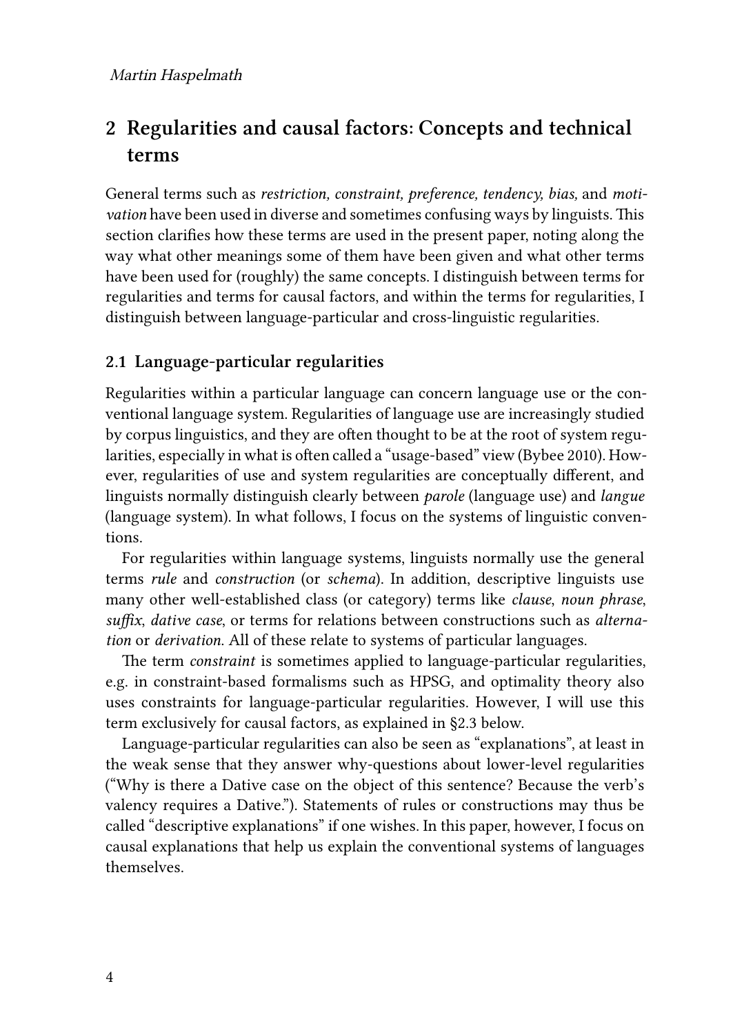## 2 Regularities and causal factors: Concepts and technical terms

General terms such as *restriction, constraint, preference, tendency, bias,* and *motivation* have been used in diverse and sometimes confusing ways by linguists. This section clarifies how these terms are used in the present paper, noting along the way what other meanings some of them have been given and what other terms have been used for (roughly) the same concepts. I distinguish between terms for regularities and terms for causal factors, and within the terms for regularities, I distinguish between language-particular and cross-linguistic regularities.

### 2.1 Language-particular regularities

Regularities within a particular language can concern language use or the conventional language system. Regularities of language use are increasingly studied by corpus linguistics, and they are often thought to be at the root of system regularities, especially in what is often called a "usage-based" view (Bybee 2010). However, regularities of use and system regularities are conceptually different, and linguists normally distinguish clearly between *parole* (language use) and *langue* (language system). In what follows, I focus on the systems of linguistic conventions.

For regularities within language systems, linguists normally use the general terms *rule* and *construction* (or *schema*). In addition, descriptive linguists use many other well-established class (or category) terms like *clause*, *noun phrase*, *suffix*, *dative case*, or terms for relations between constructions such as *alternation* or *derivation*. All of these relate to systems of particular languages.

The term *constraint* is sometimes applied to language-particular regularities, e.g. in constraint-based formalisms such as HPSG, and optimality theory also uses constraints for language-particular regularities. However, I will use this term exclusively for causal factors, as explained in §2.3 below.

Language-particular regularities can also be seen as "explanations", at least in the weak sense that they answer why-questions about lower-level regularities ("Why is there a Dative case on the object of this sentence? Because the verb's valency requires a Dative."). Statements of rules or constructions may thus be called "descriptive explanations" if one wishes. In this paper, however, I focus on causal explanations that help us explain the conventional systems of languages themselves.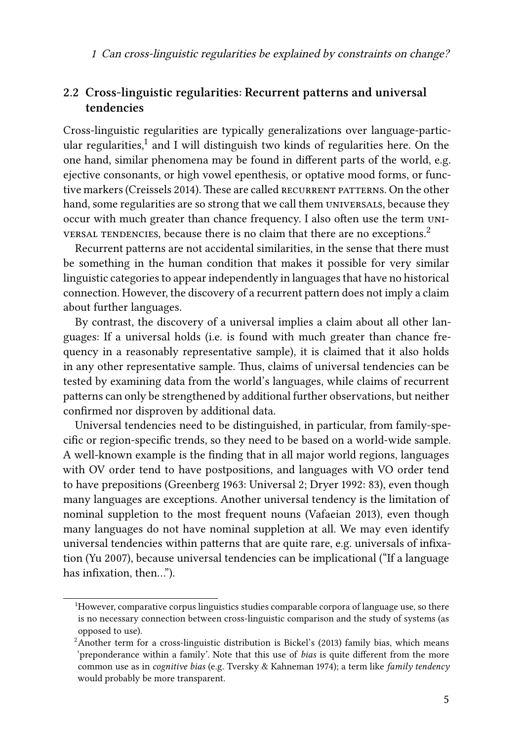## 2.2 Cross-linguistic regularities: Recurrent patterns and universal tendencies

Cross-linguistic regularities are typically generalizations over language-particular regularities,[1] and I will distinguish two kinds of regularities here. On the one hand, similar phenomena may be found in different parts of the world, e.g. ejective consonants, or high vowel epenthesis, or optative mood forms, or functive markers (Creissels 2014). These are called RECURRENT PATTERNS. On the other hand, some regularities are so strong that we call them UNIVERSALS, because they occur with much greater than chance frequency. I also often use the term UNIVERSAL TENDENCIES, because there is no claim that there are no exceptions.[2]

Recurrent patterns are not accidental similarities, in the sense that there must be something in the human condition that makes it possible for very similar linguistic categories to appear independently in languages that have no historical connection. However, the discovery of a recurrent pattern does not imply a claim about further languages.

By contrast, the discovery of a universal implies a claim about all other languages: If a universal holds (i.e. is found with much greater than chance frequency in a reasonably representative sample), it is claimed that it also holds in any other representative sample. Thus, claims of universal tendencies can be tested by examining data from the world's languages, while claims of recurrent patterns can only be strengthened by additional further observations, but neither confirmed nor disproven by additional data.

Universal tendencies need to be distinguished, in particular, from family-specific or region-specific trends, so they need to be based on a world-wide sample. A well-known example is the finding that in all major world regions, languages with OV order tend to have postpositions, and languages with VO order tend to have prepositions (Greenberg 1963: Universal 2; Dryer 1992: 83), even though many languages are exceptions. Another universal tendency is the limitation of nominal suppletion to the most frequent nouns (Vafaeian 2013), even though many languages do not have nominal suppletion at all. We may even identify universal tendencies within patterns that are quite rare, e.g. universals of infixation (Yu 2007), because universal tendencies can be implicational ("If a language has infixation, then…").

[1] However, comparative corpus linguistics studies comparable corpora of language use, so there is no necessary connection between cross-linguistic comparison and the study of systems (as opposed to use).

[2] Another term for a cross-linguistic distribution is Bickel's (2013) family bias, which means 'preponderance within a family'. Note that this use of *bias* is quite different from the more common use as in *cognitive bias* (e.g. Tversky & Kahneman 1974); a term like *family tendency* would probably be more transparent.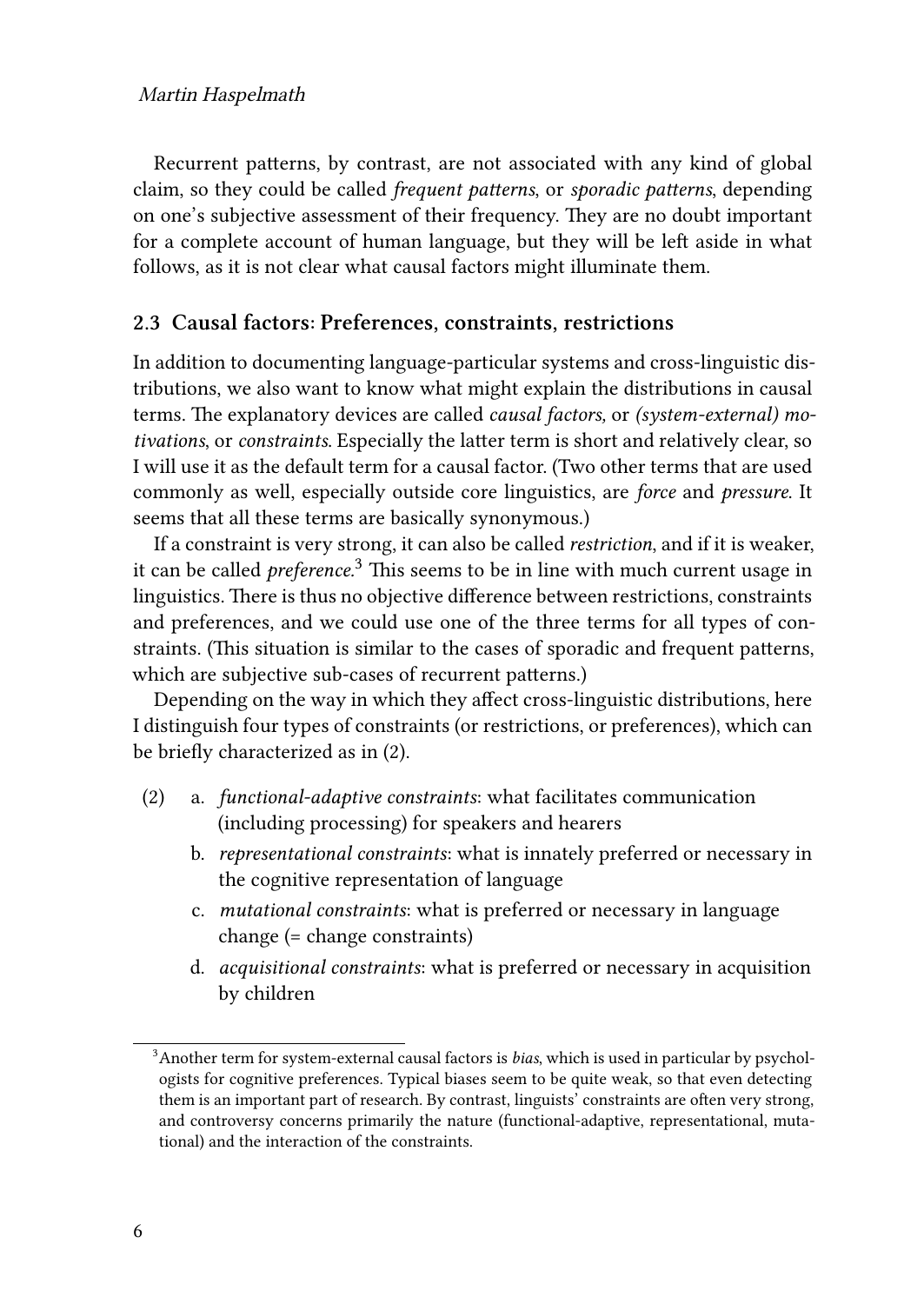Recurrent patterns, by contrast, are not associated with any kind of global claim, so they could be called *frequent patterns*, or *sporadic patterns*, depending on one's subjective assessment of their frequency. They are no doubt important for a complete account of human language, but they will be left aside in what follows, as it is not clear what causal factors might illuminate them.

### 2.3 Causal factors: Preferences, constraints, restrictions

In addition to documenting language-particular systems and cross-linguistic distributions, we also want to know what might explain the distributions in causal terms. The explanatory devices are called *causal factors,* or *(system-external) motivations*, or *constraints*. Especially the latter term is short and relatively clear, so I will use it as the default term for a causal factor. (Two other terms that are used commonly as well, especially outside core linguistics, are *force* and *pressure*. It seems that all these terms are basically synonymous.)

If a constraint is very strong, it can also be called *restriction*, and if it is weaker, it can be called *preference*.[3] This seems to be in line with much current usage in linguistics. There is thus no objective difference between restrictions, constraints and preferences, and we could use one of the three terms for all types of constraints. (This situation is similar to the cases of sporadic and frequent patterns, which are subjective sub-cases of recurrent patterns.)

Depending on the way in which they affect cross-linguistic distributions, here I distinguish four types of constraints (or restrictions, or preferences), which can be briefly characterized as in (2).

(2)
  a. *functional-adaptive constraints*: what facilitates communication (including processing) for speakers and hearers
  b. *representational constraints*: what is innately preferred or necessary in the cognitive representation of language
  c. *mutational constraints*: what is preferred or necessary in language change (= change constraints)
  d. *acquisitional constraints*: what is preferred or necessary in acquisition by children

[3] Another term for system-external causal factors is *bias*, which is used in particular by psychologists for cognitive preferences. Typical biases seem to be quite weak, so that even detecting them is an important part of research. By contrast, linguists' constraints are often very strong, and controversy concerns primarily the nature (functional-adaptive, representational, mutational) and the interaction of the constraints.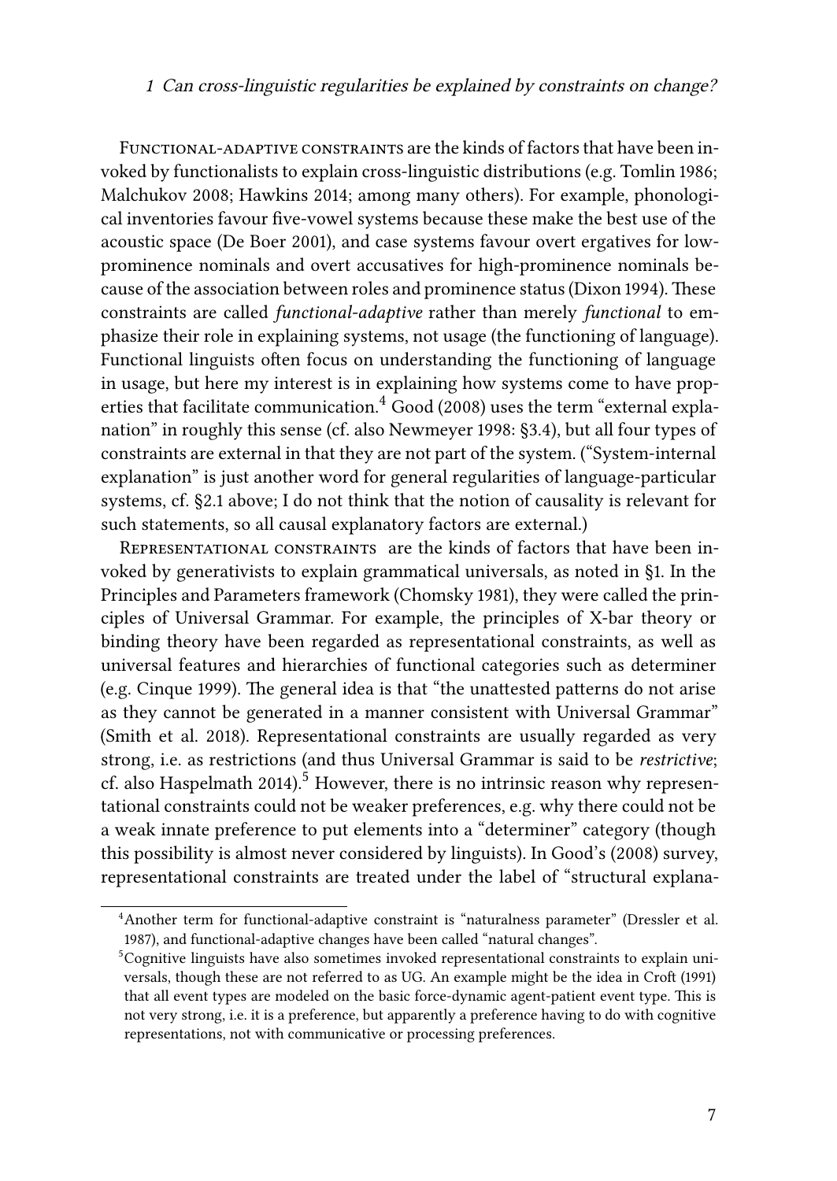Functional-adaptive constraints are the kinds of factors that have been invoked by functionalists to explain cross-linguistic distributions (e.g. Tomlin 1986; Malchukov 2008; Hawkins 2014; among many others). For example, phonological inventories favour five-vowel systems because these make the best use of the acoustic space (De Boer 2001), and case systems favour overt ergatives for low-prominence nominals and overt accusatives for high-prominence nominals because of the association between roles and prominence status (Dixon 1994). These constraints are called *functional-adaptive* rather than merely *functional* to emphasize their role in explaining systems, not usage (the functioning of language). Functional linguists often focus on understanding the functioning of language in usage, but here my interest is in explaining how systems come to have properties that facilitate communication.[4] Good (2008) uses the term "external explanation" in roughly this sense (cf. also Newmeyer 1998: §3.4), but all four types of constraints are external in that they are not part of the system. ("System-internal explanation" is just another word for general regularities of language-particular systems, cf. §2.1 above; I do not think that the notion of causality is relevant for such statements, so all causal explanatory factors are external.)

Representational constraints are the kinds of factors that have been invoked by generativists to explain grammatical universals, as noted in §1. In the Principles and Parameters framework (Chomsky 1981), they were called the principles of Universal Grammar. For example, the principles of X-bar theory or binding theory have been regarded as representational constraints, as well as universal features and hierarchies of functional categories such as determiner (e.g. Cinque 1999). The general idea is that "the unattested patterns do not arise as they cannot be generated in a manner consistent with Universal Grammar" (Smith et al. 2018). Representational constraints are usually regarded as very strong, i.e. as restrictions (and thus Universal Grammar is said to be *restrictive*; cf. also Haspelmath 2014).[5] However, there is no intrinsic reason why representational constraints could not be weaker preferences, e.g. why there could not be a weak innate preference to put elements into a "determiner" category (though this possibility is almost never considered by linguists). In Good's (2008) survey, representational constraints are treated under the label of "structural explana-

[4] Another term for functional-adaptive constraint is "naturalness parameter" (Dressler et al. 1987), and functional-adaptive changes have been called "natural changes".

[5] Cognitive linguists have also sometimes invoked representational constraints to explain universals, though these are not referred to as UG. An example might be the idea in Croft (1991) that all event types are modeled on the basic force-dynamic agent-patient event type. This is not very strong, i.e. it is a preference, but apparently a preference having to do with cognitive representations, not with communicative or processing preferences.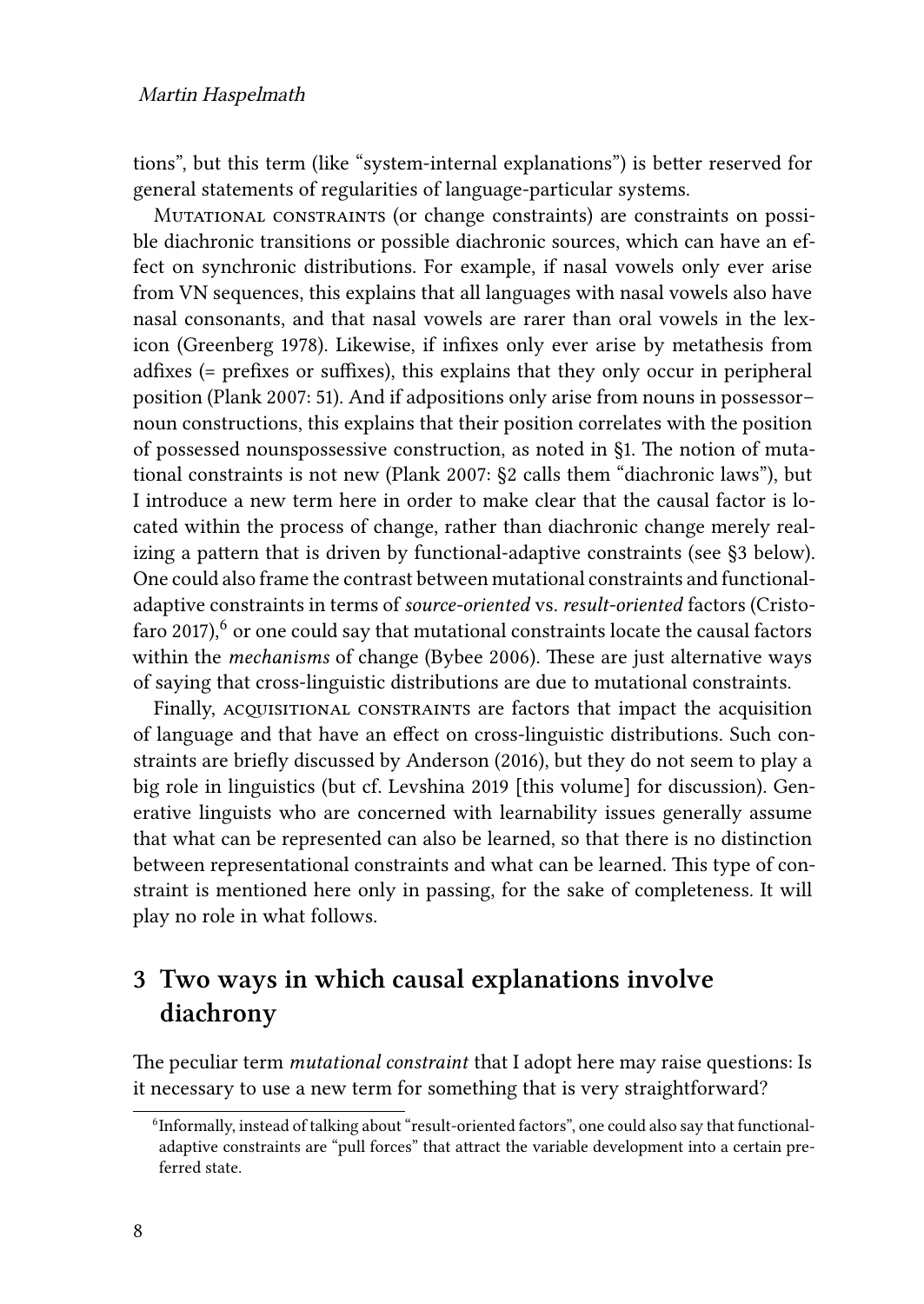tions", but this term (like "system-internal explanations") is better reserved for general statements of regularities of language-particular systems.

Mutational constraints (or change constraints) are constraints on possible diachronic transitions or possible diachronic sources, which can have an effect on synchronic distributions. For example, if nasal vowels only ever arise from VN sequences, this explains that all languages with nasal vowels also have nasal consonants, and that nasal vowels are rarer than oral vowels in the lexicon (Greenberg 1978). Likewise, if infixes only ever arise by metathesis from adfixes (= prefixes or suffixes), this explains that they only occur in peripheral position (Plank 2007: 51). And if adpositions only arise from nouns in possessor–noun constructions, this explains that their position correlates with the position of possessed nounspossessive construction, as noted in §1. The notion of mutational constraints is not new (Plank 2007: §2 calls them "diachronic laws"), but I introduce a new term here in order to make clear that the causal factor is located within the process of change, rather than diachronic change merely realizing a pattern that is driven by functional-adaptive constraints (see §3 below). One could also frame the contrast between mutational constraints and functional-adaptive constraints in terms of *source-oriented* vs. *result-oriented* factors (Cristofaro 2017),[6] or one could say that mutational constraints locate the causal factors within the *mechanisms* of change (Bybee 2006). These are just alternative ways of saying that cross-linguistic distributions are due to mutational constraints.

Finally, acquisitional constraints are factors that impact the acquisition of language and that have an effect on cross-linguistic distributions. Such constraints are briefly discussed by Anderson (2016), but they do not seem to play a big role in linguistics (but cf. Levshina 2019 [this volume] for discussion). Generative linguists who are concerned with learnability issues generally assume that what can be represented can also be learned, so that there is no distinction between representational constraints and what can be learned. This type of constraint is mentioned here only in passing, for the sake of completeness. It will play no role in what follows.

## 3 Two ways in which causal explanations involve diachrony

The peculiar term *mutational constraint* that I adopt here may raise questions: Is it necessary to use a new term for something that is very straightforward?

[6] Informally, instead of talking about "result-oriented factors", one could also say that functional-adaptive constraints are "pull forces" that attract the variable development into a certain preferred state.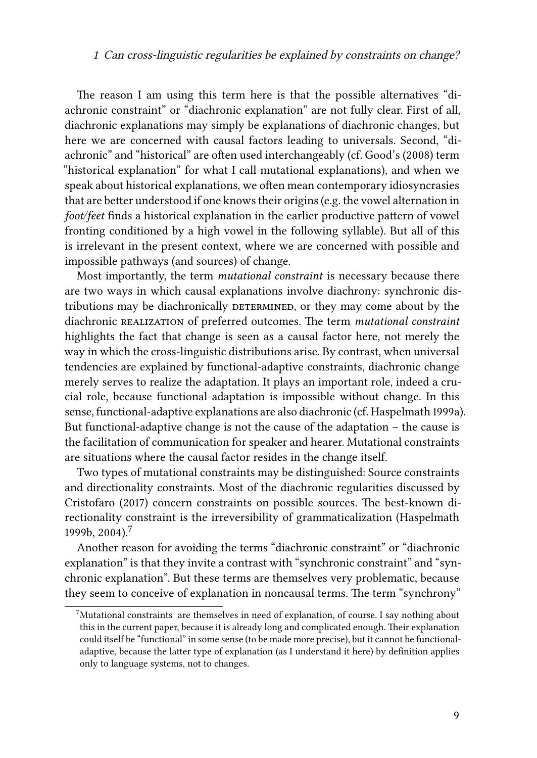The reason I am using this term here is that the possible alternatives "diachronic constraint" or "diachronic explanation" are not fully clear. First of all, diachronic explanations may simply be explanations of diachronic changes, but here we are concerned with causal factors leading to universals. Second, "diachronic" and "historical" are often used interchangeably (cf. Good's (2008) term "historical explanation" for what I call mutational explanations), and when we speak about historical explanations, we often mean contemporary idiosyncrasies that are better understood if one knows their origins (e.g. the vowel alternation in *foot/feet* finds a historical explanation in the earlier productive pattern of vowel fronting conditioned by a high vowel in the following syllable). But all of this is irrelevant in the present context, where we are concerned with possible and impossible pathways (and sources) of change.

Most importantly, the term *mutational constraint* is necessary because there are two ways in which causal explanations involve diachrony: synchronic distributions may be diachronically DETERMINED, or they may come about by the diachronic REALIZATION of preferred outcomes. The term *mutational constraint* highlights the fact that change is seen as a causal factor here, not merely the way in which the cross-linguistic distributions arise. By contrast, when universal tendencies are explained by functional-adaptive constraints, diachronic change merely serves to realize the adaptation. It plays an important role, indeed a crucial role, because functional adaptation is impossible without change. In this sense, functional-adaptive explanations are also diachronic (cf. Haspelmath 1999a). But functional-adaptive change is not the cause of the adaptation – the cause is the facilitation of communication for speaker and hearer. Mutational constraints are situations where the causal factor resides in the change itself.

Two types of mutational constraints may be distinguished: Source constraints and directionality constraints. Most of the diachronic regularities discussed by Cristofaro (2017) concern constraints on possible sources. The best-known directionality constraint is the irreversibility of grammaticalization (Haspelmath 1999b, 2004).[7]

Another reason for avoiding the terms "diachronic constraint" or "diachronic explanation" is that they invite a contrast with "synchronic constraint" and "synchronic explanation". But these terms are themselves very problematic, because they seem to conceive of explanation in noncausal terms. The term "synchrony"

[7]Mutational constraints are themselves in need of explanation, of course. I say nothing about this in the current paper, because it is already long and complicated enough. Their explanation could itself be "functional" in some sense (to be made more precise), but it cannot be functional-adaptive, because the latter type of explanation (as I understand it here) by definition applies only to language systems, not to changes.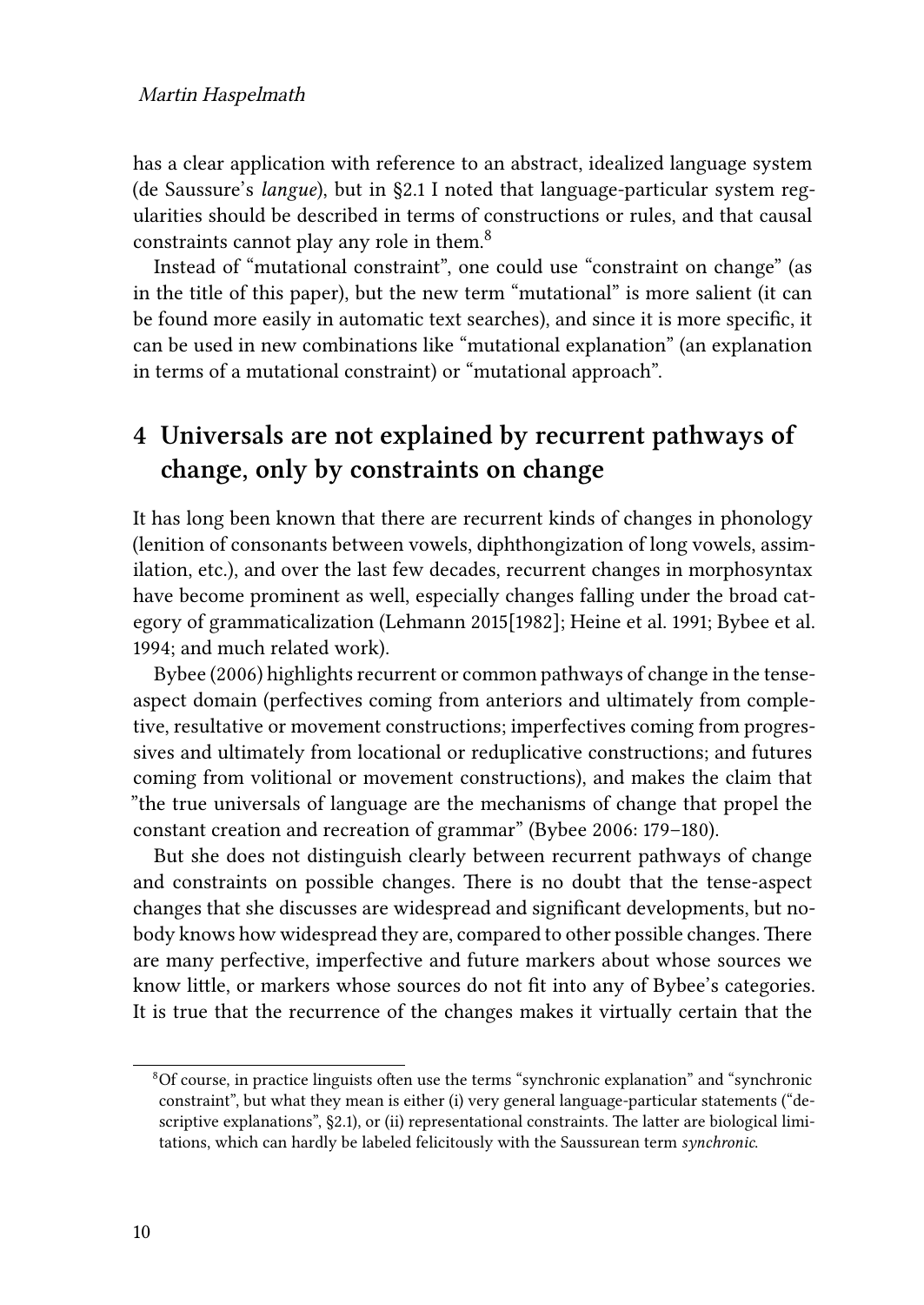has a clear application with reference to an abstract, idealized language system (de Saussure's *langue*), but in §2.1 I noted that language-particular system regularities should be described in terms of constructions or rules, and that causal constraints cannot play any role in them.[8]

Instead of "mutational constraint", one could use "constraint on change" (as in the title of this paper), but the new term "mutational" is more salient (it can be found more easily in automatic text searches), and since it is more specific, it can be used in new combinations like "mutational explanation" (an explanation in terms of a mutational constraint) or "mutational approach".

## 4 Universals are not explained by recurrent pathways of change, only by constraints on change

It has long been known that there are recurrent kinds of changes in phonology (lenition of consonants between vowels, diphthongization of long vowels, assimilation, etc.), and over the last few decades, recurrent changes in morphosyntax have become prominent as well, especially changes falling under the broad category of grammaticalization (Lehmann 2015[1982]; Heine et al. 1991; Bybee et al. 1994; and much related work).

Bybee (2006) highlights recurrent or common pathways of change in the tense-aspect domain (perfectives coming from anteriors and ultimately from completive, resultative or movement constructions; imperfectives coming from progressives and ultimately from locational or reduplicative constructions; and futures coming from volitional or movement constructions), and makes the claim that "the true universals of language are the mechanisms of change that propel the constant creation and recreation of grammar" (Bybee 2006: 179–180).

But she does not distinguish clearly between recurrent pathways of change and constraints on possible changes. There is no doubt that the tense-aspect changes that she discusses are widespread and significant developments, but nobody knows how widespread they are, compared to other possible changes. There are many perfective, imperfective and future markers about whose sources we know little, or markers whose sources do not fit into any of Bybee's categories. It is true that the recurrence of the changes makes it virtually certain that the

[8] Of course, in practice linguists often use the terms "synchronic explanation" and "synchronic constraint", but what they mean is either (i) very general language-particular statements ("descriptive explanations", §2.1), or (ii) representational constraints. The latter are biological limitations, which can hardly be labeled felicitously with the Saussurean term *synchronic*.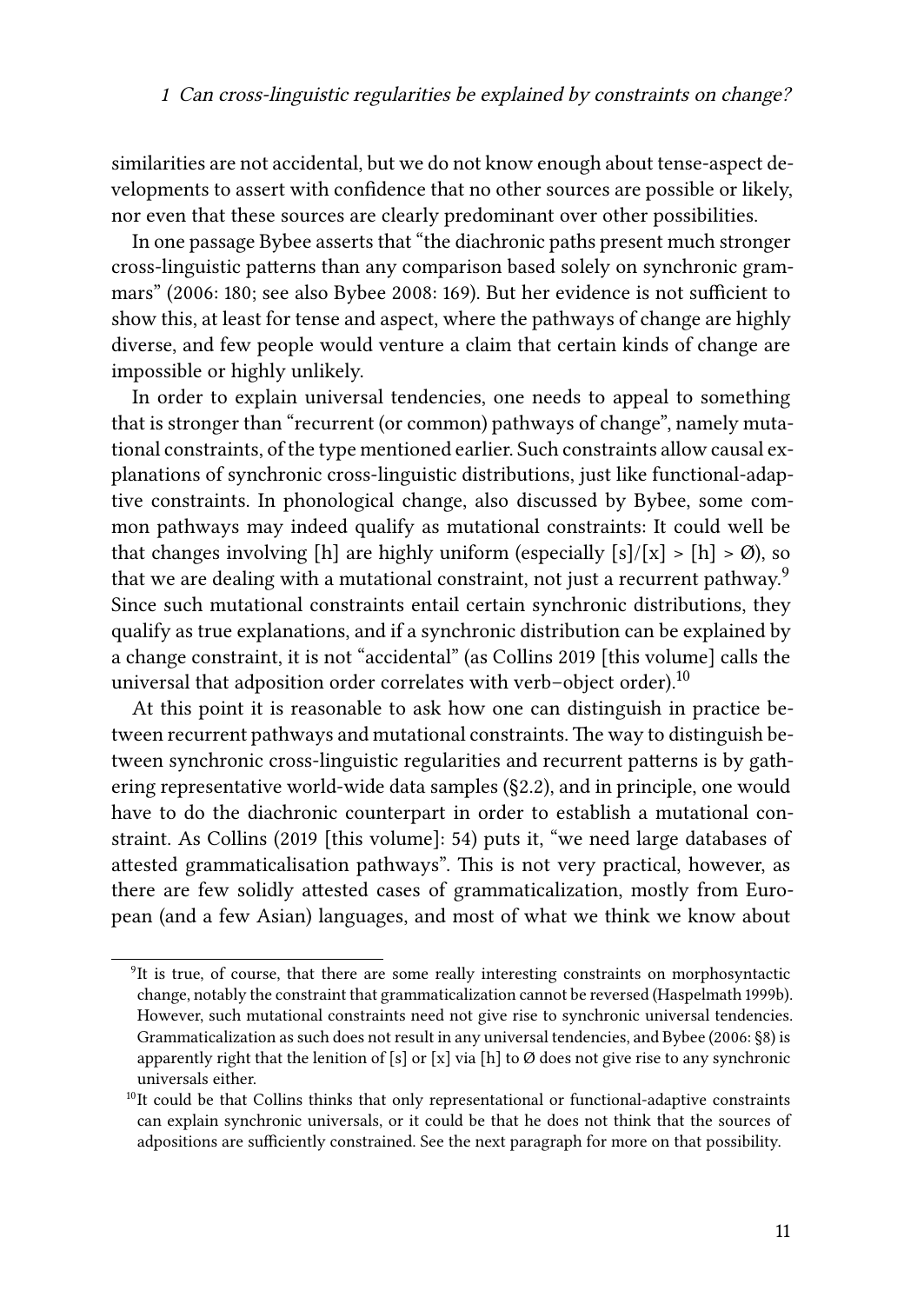similarities are not accidental, but we do not know enough about tense-aspect developments to assert with confidence that no other sources are possible or likely, nor even that these sources are clearly predominant over other possibilities.

In one passage Bybee asserts that "the diachronic paths present much stronger cross-linguistic patterns than any comparison based solely on synchronic grammars" (2006: 180; see also Bybee 2008: 169). But her evidence is not sufficient to show this, at least for tense and aspect, where the pathways of change are highly diverse, and few people would venture a claim that certain kinds of change are impossible or highly unlikely.

In order to explain universal tendencies, one needs to appeal to something that is stronger than "recurrent (or common) pathways of change", namely mutational constraints, of the type mentioned earlier. Such constraints allow causal explanations of synchronic cross-linguistic distributions, just like functional-adaptive constraints. In phonological change, also discussed by Bybee, some common pathways may indeed qualify as mutational constraints: It could well be that changes involving [h] are highly uniform (especially [s]/[x] > [h] > Ø), so that we are dealing with a mutational constraint, not just a recurrent pathway.[9] Since such mutational constraints entail certain synchronic distributions, they qualify as true explanations, and if a synchronic distribution can be explained by a change constraint, it is not "accidental" (as Collins 2019 [this volume] calls the universal that adposition order correlates with verb–object order).[10]

At this point it is reasonable to ask how one can distinguish in practice between recurrent pathways and mutational constraints. The way to distinguish between synchronic cross-linguistic regularities and recurrent patterns is by gathering representative world-wide data samples (§2.2), and in principle, one would have to do the diachronic counterpart in order to establish a mutational constraint. As Collins (2019 [this volume]: 54) puts it, "we need large databases of attested grammaticalisation pathways". This is not very practical, however, as there are few solidly attested cases of grammaticalization, mostly from European (and a few Asian) languages, and most of what we think we know about

---

[9]It is true, of course, that there are some really interesting constraints on morphosyntactic change, notably the constraint that grammaticalization cannot be reversed (Haspelmath 1999b). However, such mutational constraints need not give rise to synchronic universal tendencies. Grammaticalization as such does not result in any universal tendencies, and Bybee (2006: §8) is apparently right that the lenition of [s] or [x] via [h] to Ø does not give rise to any synchronic universals either.

[10]It could be that Collins thinks that only representational or functional-adaptive constraints can explain synchronic universals, or it could be that he does not think that the sources of adpositions are sufficiently constrained. See the next paragraph for more on that possibility.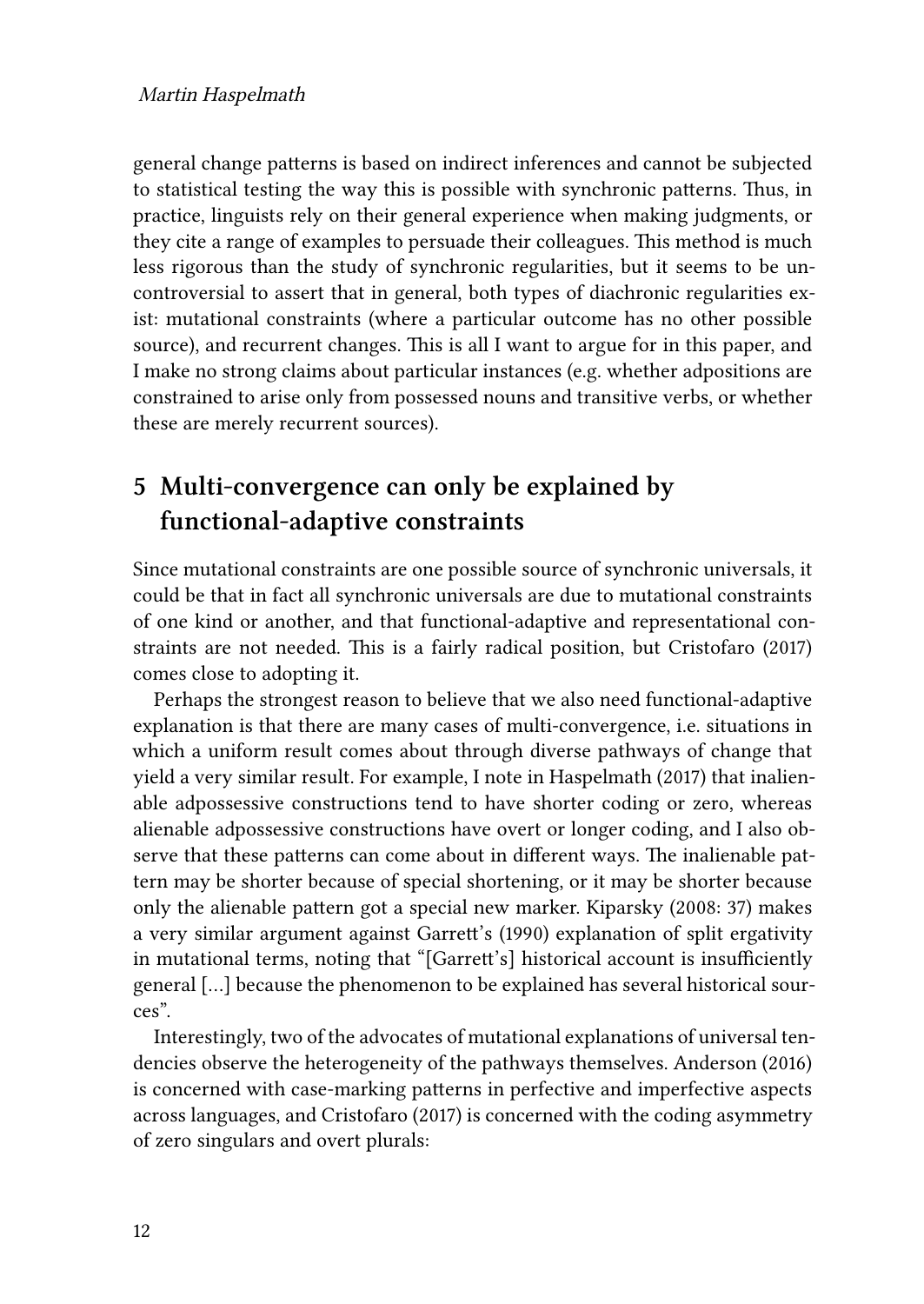general change patterns is based on indirect inferences and cannot be subjected to statistical testing the way this is possible with synchronic patterns. Thus, in practice, linguists rely on their general experience when making judgments, or they cite a range of examples to persuade their colleagues. This method is much less rigorous than the study of synchronic regularities, but it seems to be uncontroversial to assert that in general, both types of diachronic regularities exist: mutational constraints (where a particular outcome has no other possible source), and recurrent changes. This is all I want to argue for in this paper, and I make no strong claims about particular instances (e.g. whether adpositions are constrained to arise only from possessed nouns and transitive verbs, or whether these are merely recurrent sources).

## 5 Multi-convergence can only be explained by functional-adaptive constraints

Since mutational constraints are one possible source of synchronic universals, it could be that in fact all synchronic universals are due to mutational constraints of one kind or another, and that functional-adaptive and representational constraints are not needed. This is a fairly radical position, but Cristofaro (2017) comes close to adopting it.

Perhaps the strongest reason to believe that we also need functional-adaptive explanation is that there are many cases of multi-convergence, i.e. situations in which a uniform result comes about through diverse pathways of change that yield a very similar result. For example, I note in Haspelmath (2017) that inalienable adpossessive constructions tend to have shorter coding or zero, whereas alienable adpossessive constructions have overt or longer coding, and I also observe that these patterns can come about in different ways. The inalienable pattern may be shorter because of special shortening, or it may be shorter because only the alienable pattern got a special new marker. Kiparsky (2008: 37) makes a very similar argument against Garrett's (1990) explanation of split ergativity in mutational terms, noting that "[Garrett's] historical account is insufficiently general […] because the phenomenon to be explained has several historical sources".

Interestingly, two of the advocates of mutational explanations of universal tendencies observe the heterogeneity of the pathways themselves. Anderson (2016) is concerned with case-marking patterns in perfective and imperfective aspects across languages, and Cristofaro (2017) is concerned with the coding asymmetry of zero singulars and overt plurals: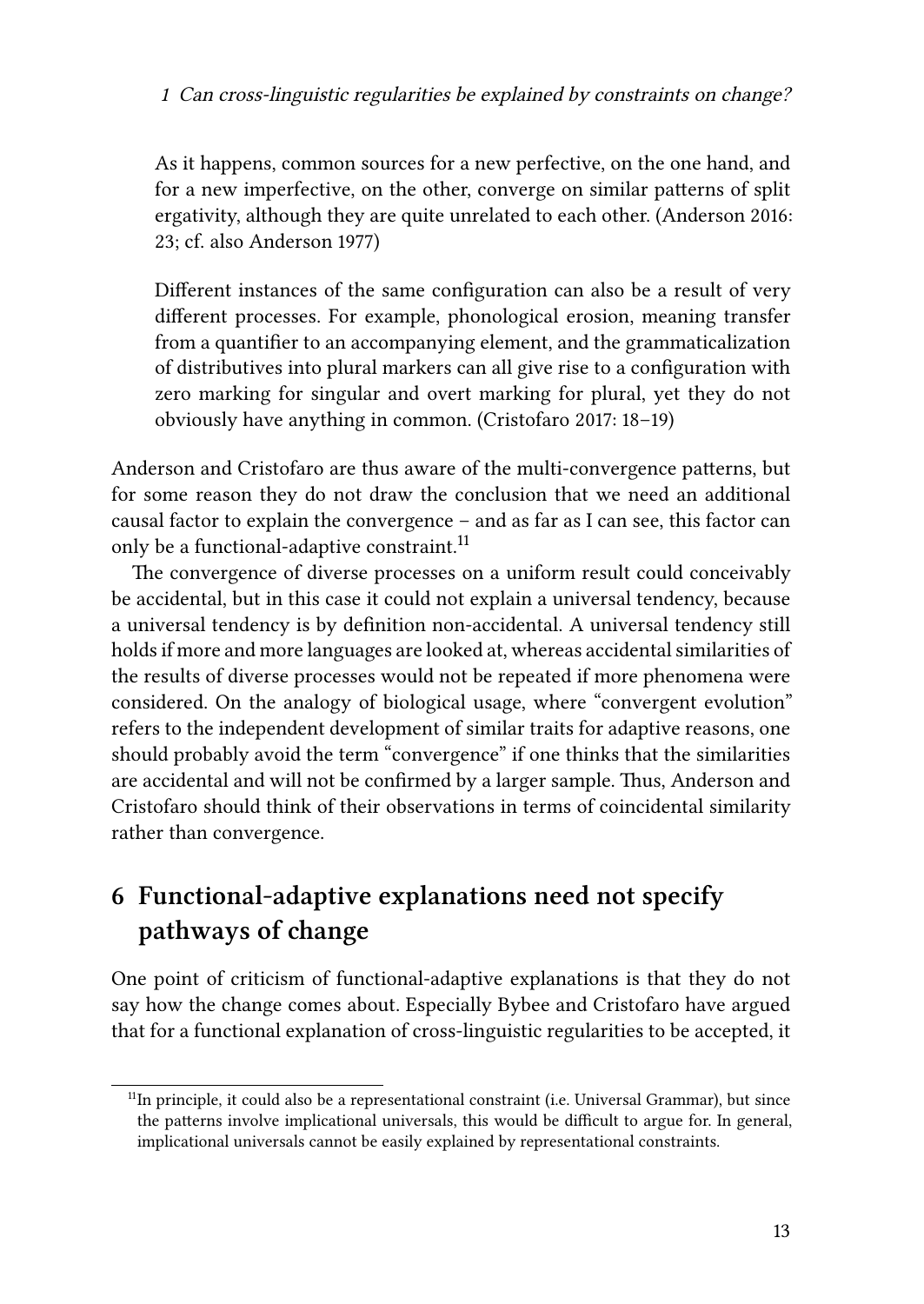> As it happens, common sources for a new perfective, on the one hand, and for a new imperfective, on the other, converge on similar patterns of split ergativity, although they are quite unrelated to each other. (Anderson 2016: 23; cf. also Anderson 1977)

> Different instances of the same configuration can also be a result of very different processes. For example, phonological erosion, meaning transfer from a quantifier to an accompanying element, and the grammaticalization of distributives into plural markers can all give rise to a configuration with zero marking for singular and overt marking for plural, yet they do not obviously have anything in common. (Cristofaro 2017: 18–19)

Anderson and Cristofaro are thus aware of the multi-convergence patterns, but for some reason they do not draw the conclusion that we need an additional causal factor to explain the convergence – and as far as I can see, this factor can only be a functional-adaptive constraint.[11]

The convergence of diverse processes on a uniform result could conceivably be accidental, but in this case it could not explain a universal tendency, because a universal tendency is by definition non-accidental. A universal tendency still holds if more and more languages are looked at, whereas accidental similarities of the results of diverse processes would not be repeated if more phenomena were considered. On the analogy of biological usage, where "convergent evolution" refers to the independent development of similar traits for adaptive reasons, one should probably avoid the term "convergence" if one thinks that the similarities are accidental and will not be confirmed by a larger sample. Thus, Anderson and Cristofaro should think of their observations in terms of coincidental similarity rather than convergence.

## 6 Functional-adaptive explanations need not specify pathways of change

One point of criticism of functional-adaptive explanations is that they do not say how the change comes about. Especially Bybee and Cristofaro have argued that for a functional explanation of cross-linguistic regularities to be accepted, it

[11] In principle, it could also be a representational constraint (i.e. Universal Grammar), but since the patterns involve implicational universals, this would be difficult to argue for. In general, implicational universals cannot be easily explained by representational constraints.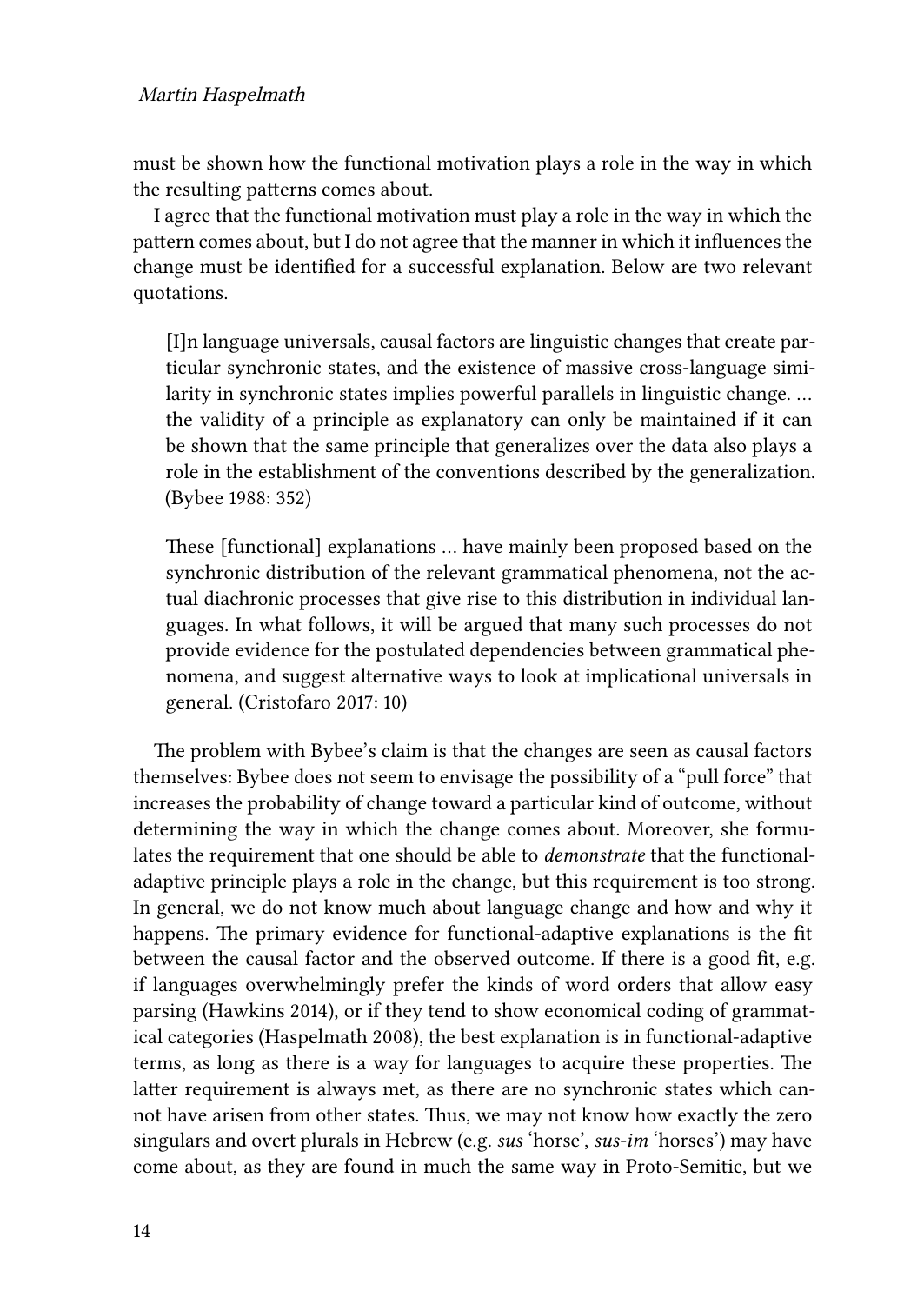must be shown how the functional motivation plays a role in the way in which the resulting patterns comes about.

I agree that the functional motivation must play a role in the way in which the pattern comes about, but I do not agree that the manner in which it influences the change must be identified for a successful explanation. Below are two relevant quotations.

> [I]n language universals, causal factors are linguistic changes that create particular synchronic states, and the existence of massive cross-language similarity in synchronic states implies powerful parallels in linguistic change. … the validity of a principle as explanatory can only be maintained if it can be shown that the same principle that generalizes over the data also plays a role in the establishment of the conventions described by the generalization. (Bybee 1988: 352)

> These [functional] explanations … have mainly been proposed based on the synchronic distribution of the relevant grammatical phenomena, not the actual diachronic processes that give rise to this distribution in individual languages. In what follows, it will be argued that many such processes do not provide evidence for the postulated dependencies between grammatical phenomena, and suggest alternative ways to look at implicational universals in general. (Cristofaro 2017: 10)

The problem with Bybee's claim is that the changes are seen as causal factors themselves: Bybee does not seem to envisage the possibility of a "pull force" that increases the probability of change toward a particular kind of outcome, without determining the way in which the change comes about. Moreover, she formulates the requirement that one should be able to *demonstrate* that the functional-adaptive principle plays a role in the change, but this requirement is too strong. In general, we do not know much about language change and how and why it happens. The primary evidence for functional-adaptive explanations is the fit between the causal factor and the observed outcome. If there is a good fit, e.g. if languages overwhelmingly prefer the kinds of word orders that allow easy parsing (Hawkins 2014), or if they tend to show economical coding of grammatical categories (Haspelmath 2008), the best explanation is in functional-adaptive terms, as long as there is a way for languages to acquire these properties. The latter requirement is always met, as there are no synchronic states which cannot have arisen from other states. Thus, we may not know how exactly the zero singulars and overt plurals in Hebrew (e.g. *sus* 'horse', *sus-im* 'horses') may have come about, as they are found in much the same way in Proto-Semitic, but we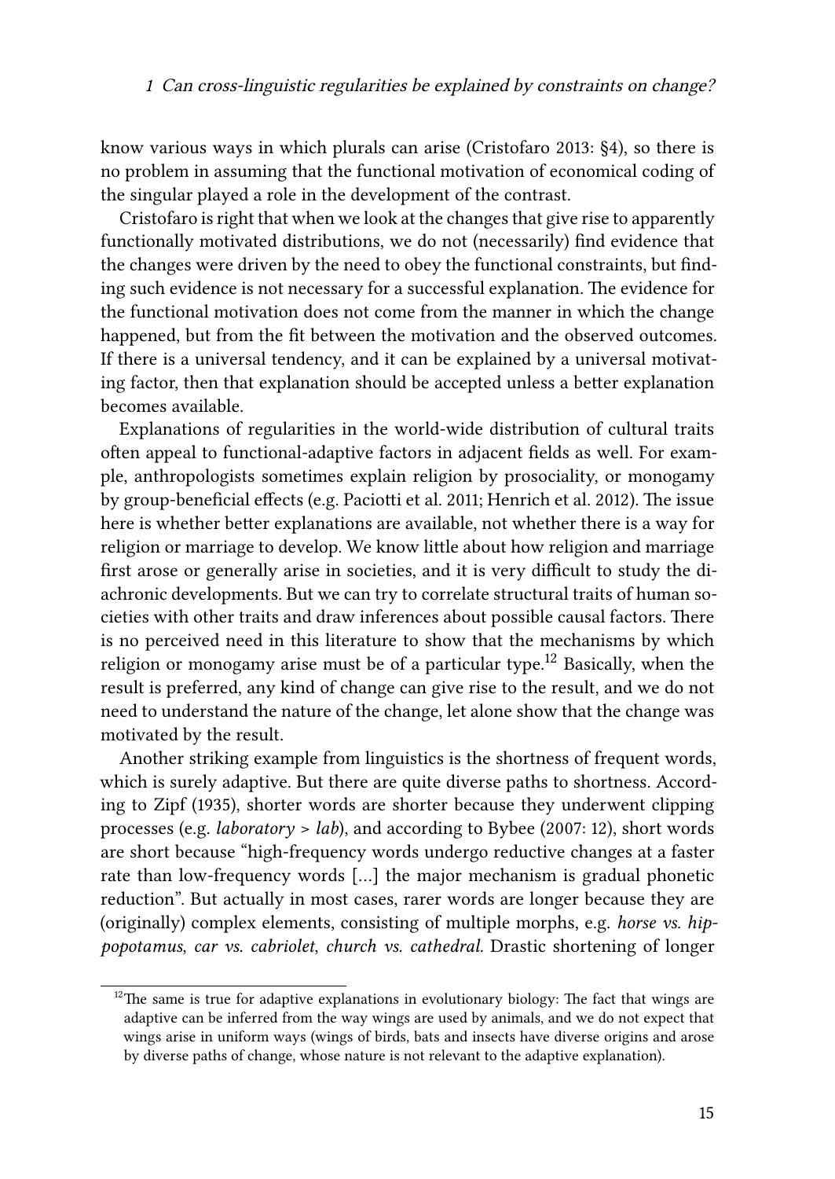know various ways in which plurals can arise (Cristofaro 2013: §4), so there is no problem in assuming that the functional motivation of economical coding of the singular played a role in the development of the contrast.

Cristofaro is right that when we look at the changes that give rise to apparently functionally motivated distributions, we do not (necessarily) find evidence that the changes were driven by the need to obey the functional constraints, but finding such evidence is not necessary for a successful explanation. The evidence for the functional motivation does not come from the manner in which the change happened, but from the fit between the motivation and the observed outcomes. If there is a universal tendency, and it can be explained by a universal motivating factor, then that explanation should be accepted unless a better explanation becomes available.

Explanations of regularities in the world-wide distribution of cultural traits often appeal to functional-adaptive factors in adjacent fields as well. For example, anthropologists sometimes explain religion by prosociality, or monogamy by group-beneficial effects (e.g. Paciotti et al. 2011; Henrich et al. 2012). The issue here is whether better explanations are available, not whether there is a way for religion or marriage to develop. We know little about how religion and marriage first arose or generally arise in societies, and it is very difficult to study the diachronic developments. But we can try to correlate structural traits of human societies with other traits and draw inferences about possible causal factors. There is no perceived need in this literature to show that the mechanisms by which religion or monogamy arise must be of a particular type.[12] Basically, when the result is preferred, any kind of change can give rise to the result, and we do not need to understand the nature of the change, let alone show that the change was motivated by the result.

Another striking example from linguistics is the shortness of frequent words, which is surely adaptive. But there are quite diverse paths to shortness. According to Zipf (1935), shorter words are shorter because they underwent clipping processes (e.g. *laboratory* > *lab*), and according to Bybee (2007: 12), short words are short because "high-frequency words undergo reductive changes at a faster rate than low-frequency words […] the major mechanism is gradual phonetic reduction". But actually in most cases, rarer words are longer because they are (originally) complex elements, consisting of multiple morphs, e.g. *horse vs. hippopotamus*, *car vs. cabriolet*, *church vs. cathedral*. Drastic shortening of longer

[12] The same is true for adaptive explanations in evolutionary biology: The fact that wings are adaptive can be inferred from the way wings are used by animals, and we do not expect that wings arise in uniform ways (wings of birds, bats and insects have diverse origins and arose by diverse paths of change, whose nature is not relevant to the adaptive explanation).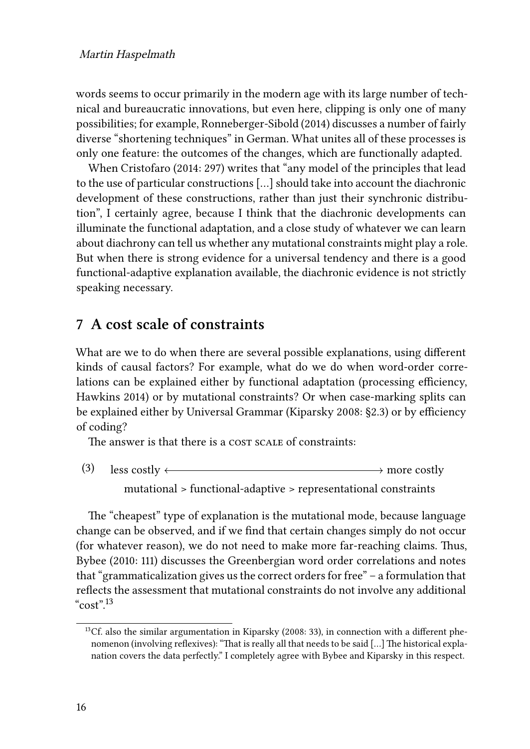words seems to occur primarily in the modern age with its large number of technical and bureaucratic innovations, but even here, clipping is only one of many possibilities; for example, Ronneberger-Sibold (2014) discusses a number of fairly diverse "shortening techniques" in German. What unites all of these processes is only one feature: the outcomes of the changes, which are functionally adapted.

When Cristofaro (2014: 297) writes that "any model of the principles that lead to the use of particular constructions […] should take into account the diachronic development of these constructions, rather than just their synchronic distribution", I certainly agree, because I think that the diachronic developments can illuminate the functional adaptation, and a close study of whatever we can learn about diachrony can tell us whether any mutational constraints might play a role. But when there is strong evidence for a universal tendency and there is a good functional-adaptive explanation available, the diachronic evidence is not strictly speaking necessary.

## 7 A cost scale of constraints

What are we to do when there are several possible explanations, using different kinds of causal factors? For example, what do we do when word-order correlations can be explained either by functional adaptation (processing efficiency, Hawkins 2014) or by mutational constraints? Or when case-marking splits can be explained either by Universal Grammar (Kiparsky 2008: §2.3) or by efficiency of coding?

The answer is that there is a COST SCALE of constraints:

(3) less costly ⟵⟶ more costly
mutational > functional-adaptive > representational constraints

The "cheapest" type of explanation is the mutational mode, because language change can be observed, and if we find that certain changes simply do not occur (for whatever reason), we do not need to make more far-reaching claims. Thus, Bybee (2010: 111) discusses the Greenbergian word order correlations and notes that "grammaticalization gives us the correct orders for free" – a formulation that reflects the assessment that mutational constraints do not involve any additional "cost".[13]

[13] Cf. also the similar argumentation in Kiparsky (2008: 33), in connection with a different phenomenon (involving reflexives): "That is really all that needs to be said […] The historical explanation covers the data perfectly." I completely agree with Bybee and Kiparsky in this respect.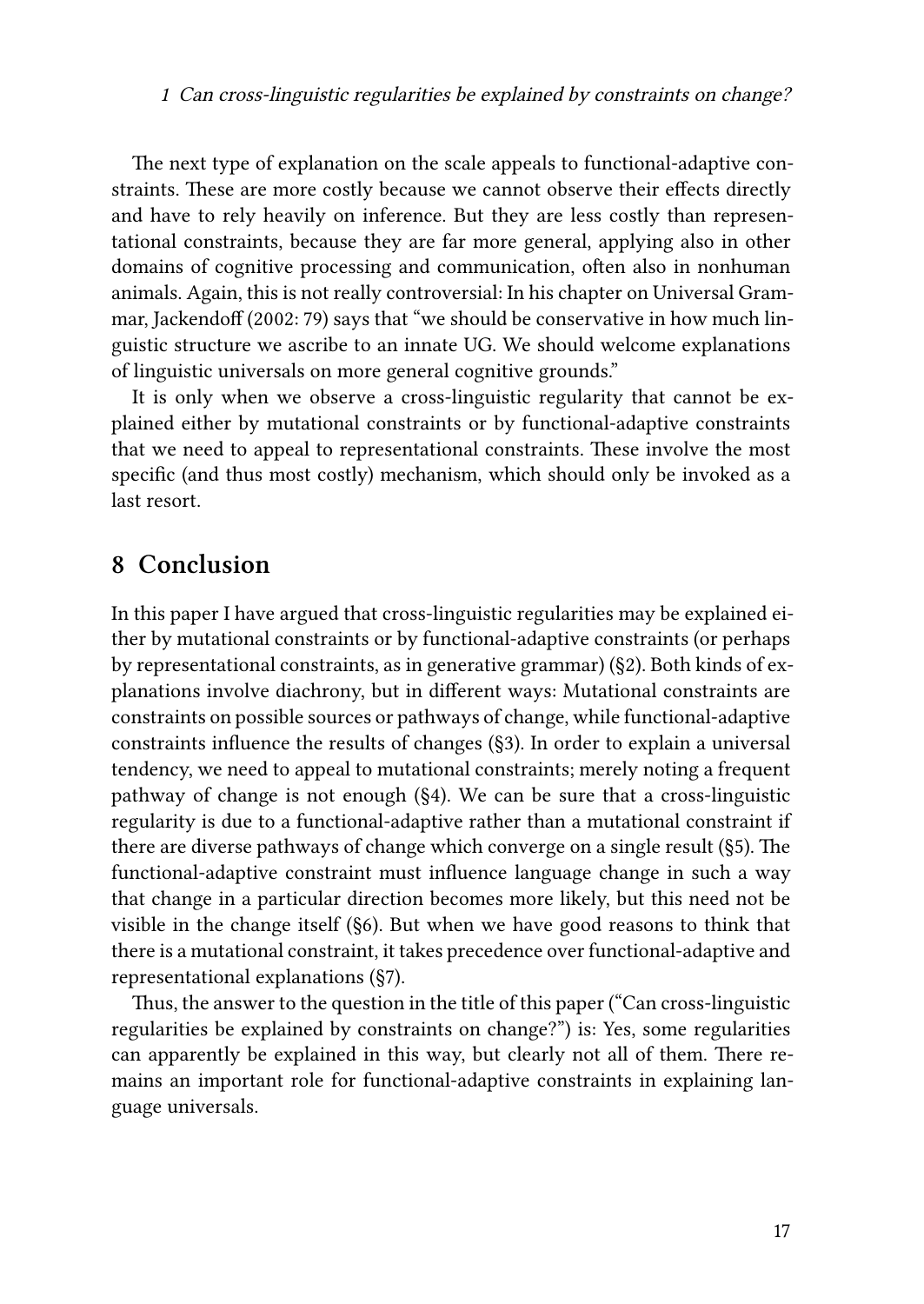The next type of explanation on the scale appeals to functional-adaptive constraints. These are more costly because we cannot observe their effects directly and have to rely heavily on inference. But they are less costly than representational constraints, because they are far more general, applying also in other domains of cognitive processing and communication, often also in nonhuman animals. Again, this is not really controversial: In his chapter on Universal Grammar, Jackendoff (2002: 79) says that "we should be conservative in how much linguistic structure we ascribe to an innate UG. We should welcome explanations of linguistic universals on more general cognitive grounds."

It is only when we observe a cross-linguistic regularity that cannot be explained either by mutational constraints or by functional-adaptive constraints that we need to appeal to representational constraints. These involve the most specific (and thus most costly) mechanism, which should only be invoked as a last resort.

## 8 Conclusion

In this paper I have argued that cross-linguistic regularities may be explained either by mutational constraints or by functional-adaptive constraints (or perhaps by representational constraints, as in generative grammar) (§2). Both kinds of explanations involve diachrony, but in different ways: Mutational constraints are constraints on possible sources or pathways of change, while functional-adaptive constraints influence the results of changes (§3). In order to explain a universal tendency, we need to appeal to mutational constraints; merely noting a frequent pathway of change is not enough (§4). We can be sure that a cross-linguistic regularity is due to a functional-adaptive rather than a mutational constraint if there are diverse pathways of change which converge on a single result (§5). The functional-adaptive constraint must influence language change in such a way that change in a particular direction becomes more likely, but this need not be visible in the change itself (§6). But when we have good reasons to think that there is a mutational constraint, it takes precedence over functional-adaptive and representational explanations (§7).

Thus, the answer to the question in the title of this paper ("Can cross-linguistic regularities be explained by constraints on change?") is: Yes, some regularities can apparently be explained in this way, but clearly not all of them. There remains an important role for functional-adaptive constraints in explaining language universals.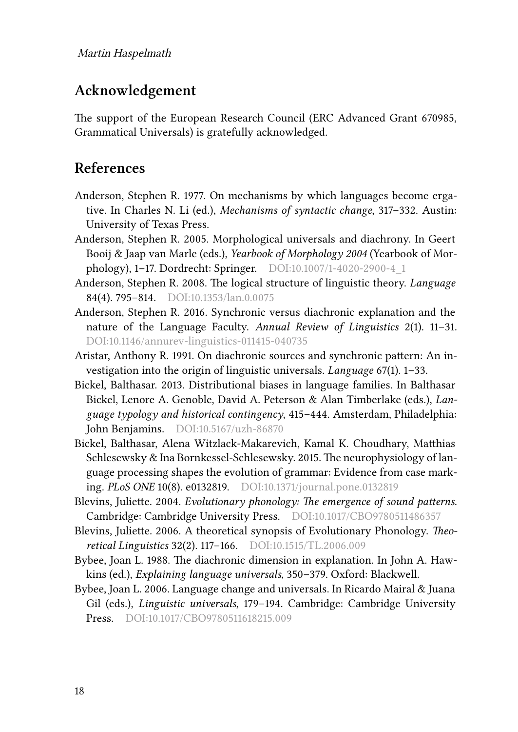## Acknowledgement

The support of the European Research Council (ERC Advanced Grant 670985, Grammatical Universals) is gratefully acknowledged.

## References

Anderson, Stephen R. 1977. On mechanisms by which languages become ergative. In Charles N. Li (ed.), *Mechanisms of syntactic change*, 317–332. Austin: University of Texas Press.

Anderson, Stephen R. 2005. Morphological universals and diachrony. In Geert Booij & Jaap van Marle (eds.), *Yearbook of Morphology 2004* (Yearbook of Morphology), 1–17. Dordrecht: Springer. DOI:10.1007/1-4020-2900-4_1

Anderson, Stephen R. 2008. The logical structure of linguistic theory. *Language* 84(4). 795–814. DOI:10.1353/lan.0.0075

Anderson, Stephen R. 2016. Synchronic versus diachronic explanation and the nature of the Language Faculty. *Annual Review of Linguistics* 2(1). 11–31. DOI:10.1146/annurev-linguistics-011415-040735

Aristar, Anthony R. 1991. On diachronic sources and synchronic pattern: An investigation into the origin of linguistic universals. *Language* 67(1). 1–33.

Bickel, Balthasar. 2013. Distributional biases in language families. In Balthasar Bickel, Lenore A. Genoble, David A. Peterson & Alan Timberlake (eds.), *Language typology and historical contingency*, 415–444. Amsterdam, Philadelphia: John Benjamins. DOI:10.5167/uzh-86870

Bickel, Balthasar, Alena Witzlack-Makarevich, Kamal K. Choudhary, Matthias Schlesewsky & Ina Bornkessel-Schlesewsky. 2015. The neurophysiology of language processing shapes the evolution of grammar: Evidence from case marking. *PLoS ONE* 10(8). e0132819. DOI:10.1371/journal.pone.0132819

Blevins, Juliette. 2004. *Evolutionary phonology: The emergence of sound patterns*. Cambridge: Cambridge University Press. DOI:10.1017/CBO9780511486357

Blevins, Juliette. 2006. A theoretical synopsis of Evolutionary Phonology. *Theoretical Linguistics* 32(2). 117–166. DOI:10.1515/TL.2006.009

Bybee, Joan L. 1988. The diachronic dimension in explanation. In John A. Hawkins (ed.), *Explaining language universals*, 350–379. Oxford: Blackwell.

Bybee, Joan L. 2006. Language change and universals. In Ricardo Mairal & Juana Gil (eds.), *Linguistic universals*, 179–194. Cambridge: Cambridge University Press. DOI:10.1017/CBO9780511618215.009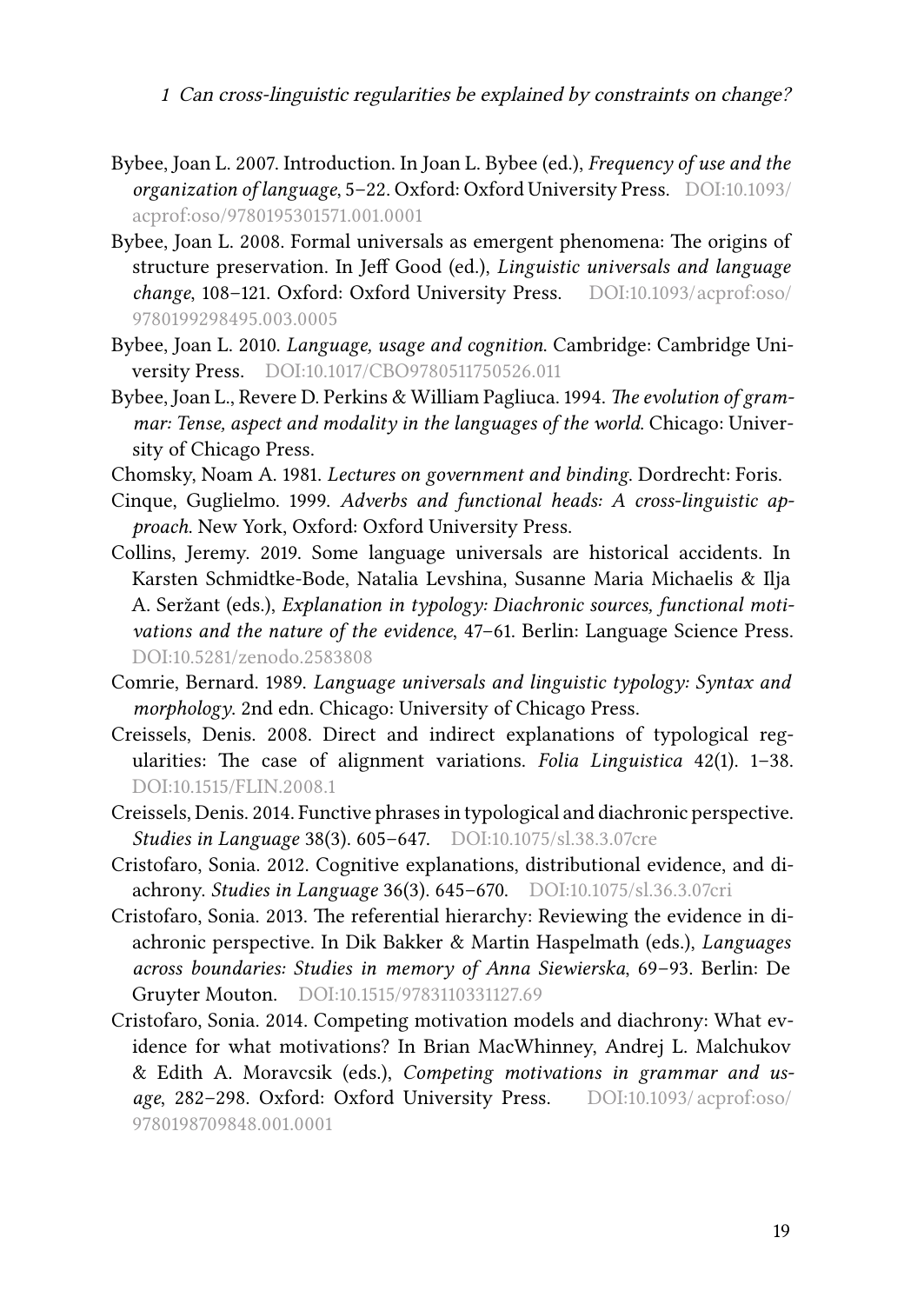Bybee, Joan L. 2007. Introduction. In Joan L. Bybee (ed.), *Frequency of use and the organization of language*, 5–22. Oxford: Oxford University Press. DOI:10.1093/acprof:oso/9780195301571.001.0001

Bybee, Joan L. 2008. Formal universals as emergent phenomena: The origins of structure preservation. In Jeff Good (ed.), *Linguistic universals and language change*, 108–121. Oxford: Oxford University Press. DOI:10.1093/acprof:oso/9780199298495.003.0005

Bybee, Joan L. 2010. *Language, usage and cognition*. Cambridge: Cambridge University Press. DOI:10.1017/CBO9780511750526.011

Bybee, Joan L., Revere D. Perkins & William Pagliuca. 1994. *The evolution of grammar: Tense, aspect and modality in the languages of the world*. Chicago: University of Chicago Press.

Chomsky, Noam A. 1981. *Lectures on government and binding*. Dordrecht: Foris.

Cinque, Guglielmo. 1999. *Adverbs and functional heads: A cross-linguistic approach*. New York, Oxford: Oxford University Press.

Collins, Jeremy. 2019. Some language universals are historical accidents. In Karsten Schmidtke-Bode, Natalia Levshina, Susanne Maria Michaelis & Ilja A. Seržant (eds.), *Explanation in typology: Diachronic sources, functional motivations and the nature of the evidence*, 47–61. Berlin: Language Science Press. DOI:10.5281/zenodo.2583808

Comrie, Bernard. 1989. *Language universals and linguistic typology: Syntax and morphology*. 2nd edn. Chicago: University of Chicago Press.

Creissels, Denis. 2008. Direct and indirect explanations of typological regularities: The case of alignment variations. *Folia Linguistica* 42(1). 1–38. DOI:10.1515/FLIN.2008.1

Creissels, Denis. 2014. Functive phrases in typological and diachronic perspective. *Studies in Language* 38(3). 605–647. DOI:10.1075/sl.38.3.07cre

Cristofaro, Sonia. 2012. Cognitive explanations, distributional evidence, and diachrony. *Studies in Language* 36(3). 645–670. DOI:10.1075/sl.36.3.07cri

Cristofaro, Sonia. 2013. The referential hierarchy: Reviewing the evidence in diachronic perspective. In Dik Bakker & Martin Haspelmath (eds.), *Languages across boundaries: Studies in memory of Anna Siewierska*, 69–93. Berlin: De Gruyter Mouton. DOI:10.1515/9783110331127.69

Cristofaro, Sonia. 2014. Competing motivation models and diachrony: What evidence for what motivations? In Brian MacWhinney, Andrej L. Malchukov & Edith A. Moravcsik (eds.), *Competing motivations in grammar and usage*, 282–298. Oxford: Oxford University Press. DOI:10.1093/acprof:oso/9780198709848.001.0001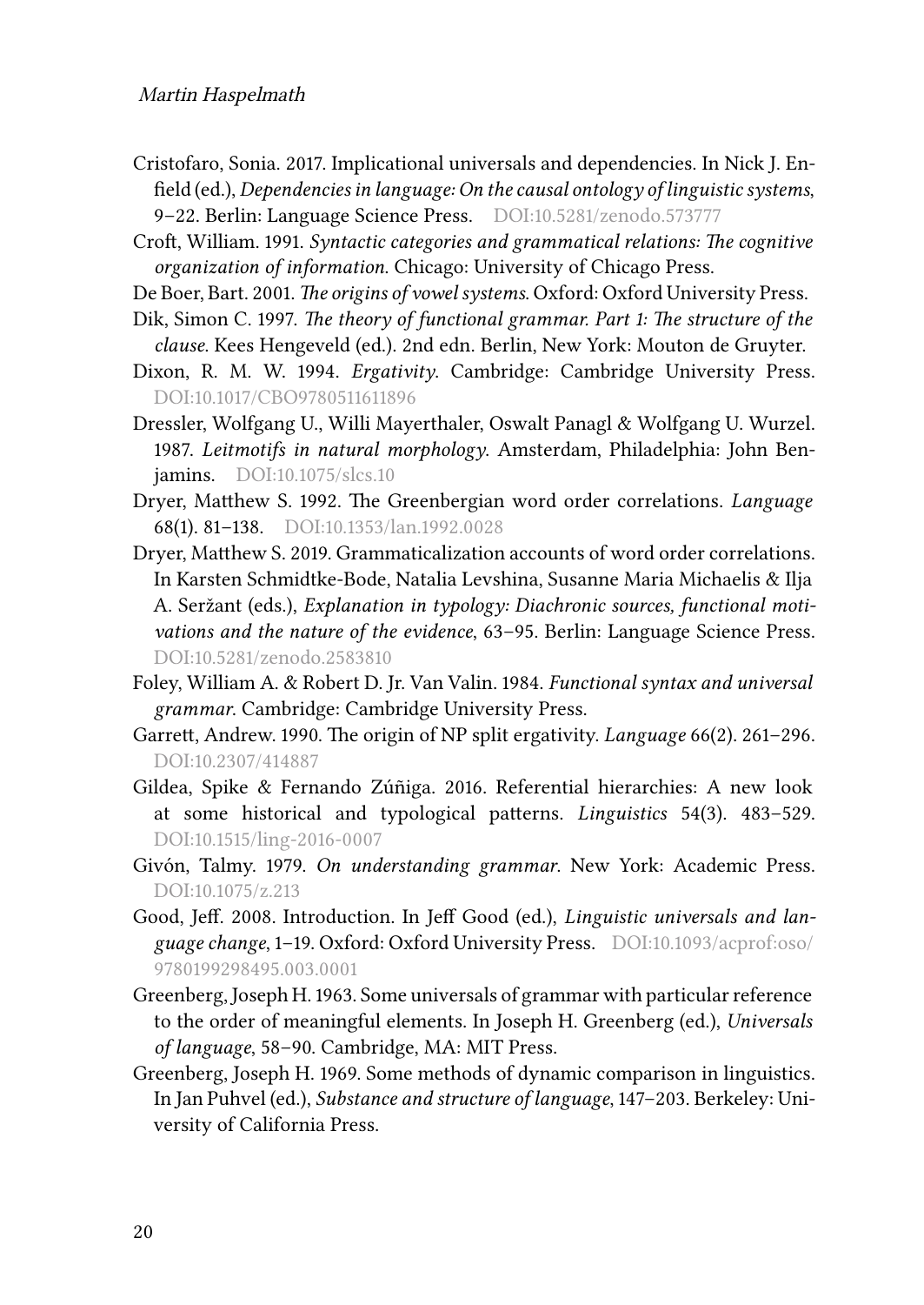Cristofaro, Sonia. 2017. Implicational universals and dependencies. In Nick J. Enfield (ed.), *Dependencies in language: On the causal ontology of linguistic systems*, 9–22. Berlin: Language Science Press. DOI:10.5281/zenodo.573777

Croft, William. 1991. *Syntactic categories and grammatical relations: The cognitive organization of information*. Chicago: University of Chicago Press.

De Boer, Bart. 2001. *The origins of vowel systems*. Oxford: Oxford University Press.

Dik, Simon C. 1997. *The theory of functional grammar. Part 1: The structure of the clause*. Kees Hengeveld (ed.). 2nd edn. Berlin, New York: Mouton de Gruyter.

Dixon, R. M. W. 1994. *Ergativity*. Cambridge: Cambridge University Press. DOI:10.1017/CBO9780511611896

Dressler, Wolfgang U., Willi Mayerthaler, Oswalt Panagl & Wolfgang U. Wurzel. 1987. *Leitmotifs in natural morphology*. Amsterdam, Philadelphia: John Benjamins. DOI:10.1075/slcs.10

Dryer, Matthew S. 1992. The Greenbergian word order correlations. *Language* 68(1). 81–138. DOI:10.1353/lan.1992.0028

Dryer, Matthew S. 2019. Grammaticalization accounts of word order correlations. In Karsten Schmidtke-Bode, Natalia Levshina, Susanne Maria Michaelis & Ilja A. Seržant (eds.), *Explanation in typology: Diachronic sources, functional motivations and the nature of the evidence*, 63–95. Berlin: Language Science Press. DOI:10.5281/zenodo.2583810

Foley, William A. & Robert D. Jr. Van Valin. 1984. *Functional syntax and universal grammar*. Cambridge: Cambridge University Press.

Garrett, Andrew. 1990. The origin of NP split ergativity. *Language* 66(2). 261–296. DOI:10.2307/414887

Gildea, Spike & Fernando Zúñiga. 2016. Referential hierarchies: A new look at some historical and typological patterns. *Linguistics* 54(3). 483–529. DOI:10.1515/ling-2016-0007

Givón, Talmy. 1979. *On understanding grammar*. New York: Academic Press. DOI:10.1075/z.213

Good, Jeff. 2008. Introduction. In Jeff Good (ed.), *Linguistic universals and language change*, 1–19. Oxford: Oxford University Press. DOI:10.1093/acprof:oso/9780199298495.003.0001

Greenberg, Joseph H. 1963. Some universals of grammar with particular reference to the order of meaningful elements. In Joseph H. Greenberg (ed.), *Universals of language*, 58–90. Cambridge, MA: MIT Press.

Greenberg, Joseph H. 1969. Some methods of dynamic comparison in linguistics. In Jan Puhvel (ed.), *Substance and structure of language*, 147–203. Berkeley: University of California Press.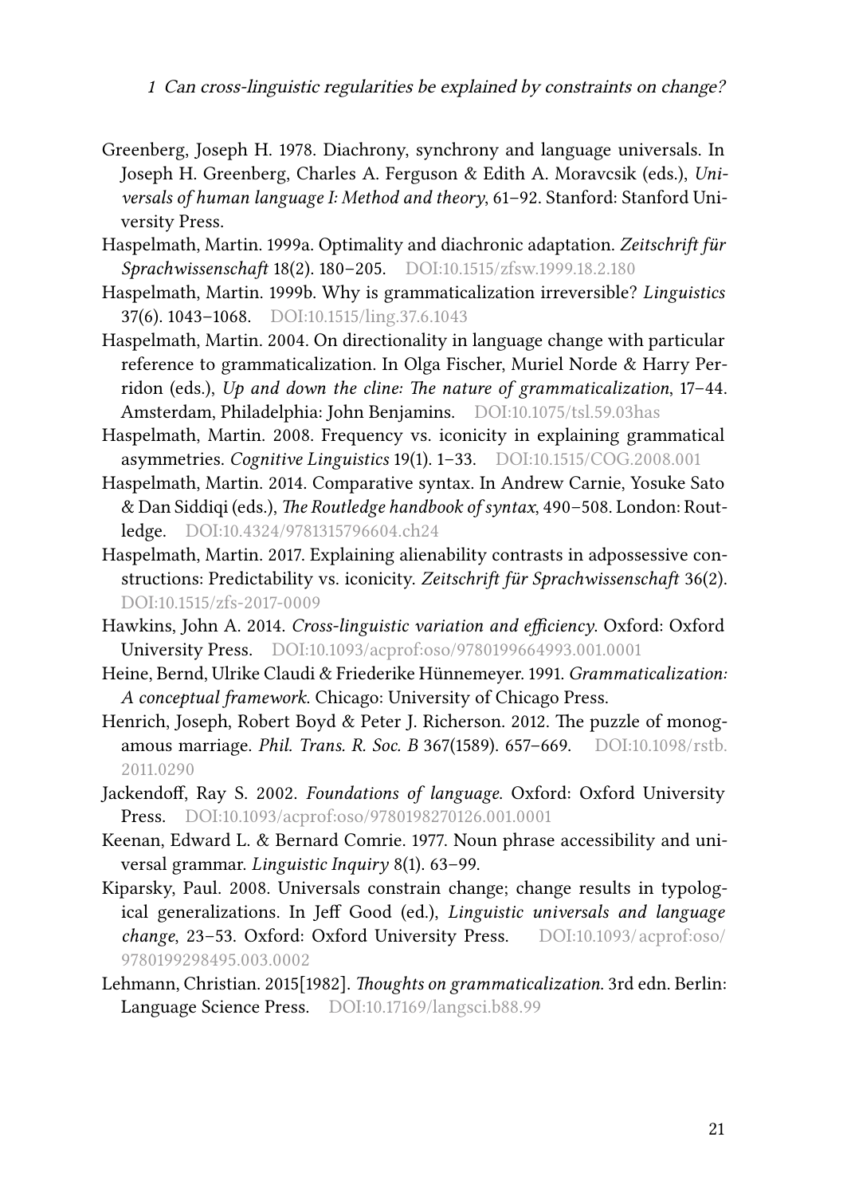Greenberg, Joseph H. 1978. Diachrony, synchrony and language universals. In Joseph H. Greenberg, Charles A. Ferguson & Edith A. Moravcsik (eds.), *Universals of human language I: Method and theory*, 61–92. Stanford: Stanford University Press.

Haspelmath, Martin. 1999a. Optimality and diachronic adaptation. *Zeitschrift für Sprachwissenschaft* 18(2). 180–205. DOI:10.1515/zfsw.1999.18.2.180

Haspelmath, Martin. 1999b. Why is grammaticalization irreversible? *Linguistics* 37(6). 1043–1068. DOI:10.1515/ling.37.6.1043

Haspelmath, Martin. 2004. On directionality in language change with particular reference to grammaticalization. In Olga Fischer, Muriel Norde & Harry Perridon (eds.), *Up and down the cline: The nature of grammaticalization*, 17–44. Amsterdam, Philadelphia: John Benjamins. DOI:10.1075/tsl.59.03has

Haspelmath, Martin. 2008. Frequency vs. iconicity in explaining grammatical asymmetries. *Cognitive Linguistics* 19(1). 1–33. DOI:10.1515/COG.2008.001

Haspelmath, Martin. 2014. Comparative syntax. In Andrew Carnie, Yosuke Sato & Dan Siddiqi (eds.), *The Routledge handbook of syntax*, 490–508. London: Routledge. DOI:10.4324/9781315796604.ch24

Haspelmath, Martin. 2017. Explaining alienability contrasts in adpossessive constructions: Predictability vs. iconicity. *Zeitschrift für Sprachwissenschaft* 36(2). DOI:10.1515/zfs-2017-0009

Hawkins, John A. 2014. *Cross-linguistic variation and efficiency*. Oxford: Oxford University Press. DOI:10.1093/acprof:oso/9780199664993.001.0001

Heine, Bernd, Ulrike Claudi & Friederike Hünnemeyer. 1991. *Grammaticalization: A conceptual framework*. Chicago: University of Chicago Press.

Henrich, Joseph, Robert Boyd & Peter J. Richerson. 2012. The puzzle of monogamous marriage. *Phil. Trans. R. Soc. B* 367(1589). 657–669. DOI:10.1098/rstb.2011.0290

Jackendoff, Ray S. 2002. *Foundations of language*. Oxford: Oxford University Press. DOI:10.1093/acprof:oso/9780198270126.001.0001

Keenan, Edward L. & Bernard Comrie. 1977. Noun phrase accessibility and universal grammar. *Linguistic Inquiry* 8(1). 63–99.

Kiparsky, Paul. 2008. Universals constrain change; change results in typological generalizations. In Jeff Good (ed.), *Linguistic universals and language change*, 23–53. Oxford: Oxford University Press. DOI:10.1093/acprof:oso/9780199298495.003.0002

Lehmann, Christian. 2015[1982]. *Thoughts on grammaticalization*. 3rd edn. Berlin: Language Science Press. DOI:10.17169/langsci.b88.99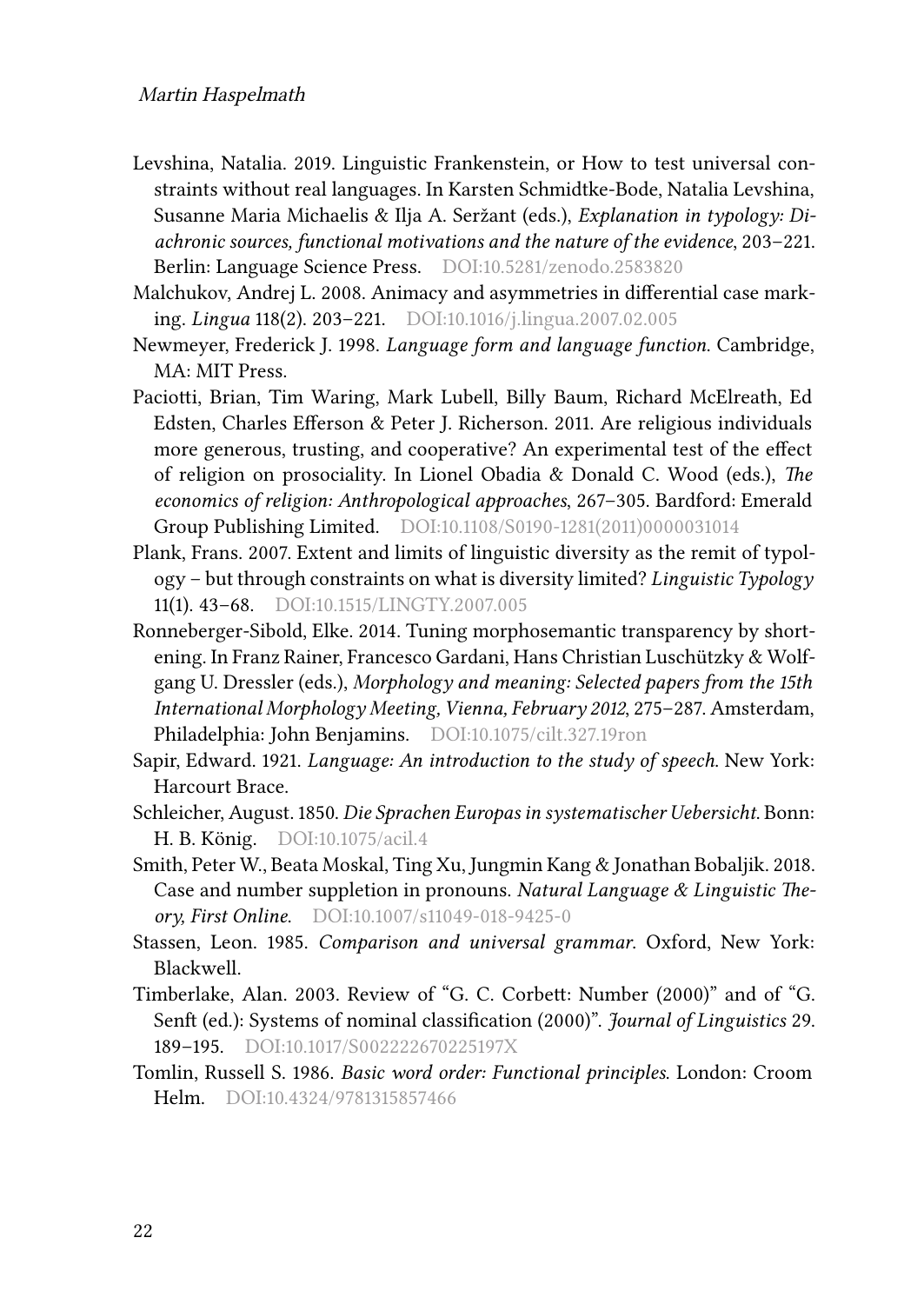Levshina, Natalia. 2019. Linguistic Frankenstein, or How to test universal constraints without real languages. In Karsten Schmidtke-Bode, Natalia Levshina, Susanne Maria Michaelis & Ilja A. Seržant (eds.), *Explanation in typology: Diachronic sources, functional motivations and the nature of the evidence*, 203–221. Berlin: Language Science Press. DOI:10.5281/zenodo.2583820

Malchukov, Andrej L. 2008. Animacy and asymmetries in differential case marking. *Lingua* 118(2). 203–221. DOI:10.1016/j.lingua.2007.02.005

Newmeyer, Frederick J. 1998. *Language form and language function*. Cambridge, MA: MIT Press.

Paciotti, Brian, Tim Waring, Mark Lubell, Billy Baum, Richard McElreath, Ed Edsten, Charles Efferson & Peter J. Richerson. 2011. Are religious individuals more generous, trusting, and cooperative? An experimental test of the effect of religion on prosociality. In Lionel Obadia & Donald C. Wood (eds.), *The economics of religion: Anthropological approaches*, 267–305. Bardford: Emerald Group Publishing Limited. DOI:10.1108/S0190-1281(2011)0000031014

Plank, Frans. 2007. Extent and limits of linguistic diversity as the remit of typology – but through constraints on what is diversity limited? *Linguistic Typology* 11(1). 43–68. DOI:10.1515/LINGTY.2007.005

Ronneberger-Sibold, Elke. 2014. Tuning morphosemantic transparency by shortening. In Franz Rainer, Francesco Gardani, Hans Christian Luschützky & Wolfgang U. Dressler (eds.), *Morphology and meaning: Selected papers from the 15th International Morphology Meeting, Vienna, February 2012*, 275–287. Amsterdam, Philadelphia: John Benjamins. DOI:10.1075/cilt.327.19ron

Sapir, Edward. 1921. *Language: An introduction to the study of speech*. New York: Harcourt Brace.

Schleicher, August. 1850. *Die Sprachen Europas in systematischer Uebersicht*. Bonn: H. B. König. DOI:10.1075/acil.4

Smith, Peter W., Beata Moskal, Ting Xu, Jungmin Kang & Jonathan Bobaljik. 2018. Case and number suppletion in pronouns. *Natural Language & Linguistic Theory, First Online*. DOI:10.1007/s11049-018-9425-0

Stassen, Leon. 1985. *Comparison and universal grammar*. Oxford, New York: Blackwell.

Timberlake, Alan. 2003. Review of "G. C. Corbett: Number (2000)" and of "G. Senft (ed.): Systems of nominal classification (2000)". *Journal of Linguistics* 29. 189–195. DOI:10.1017/S002222670225197X

Tomlin, Russell S. 1986. *Basic word order: Functional principles*. London: Croom Helm. DOI:10.4324/9781315857466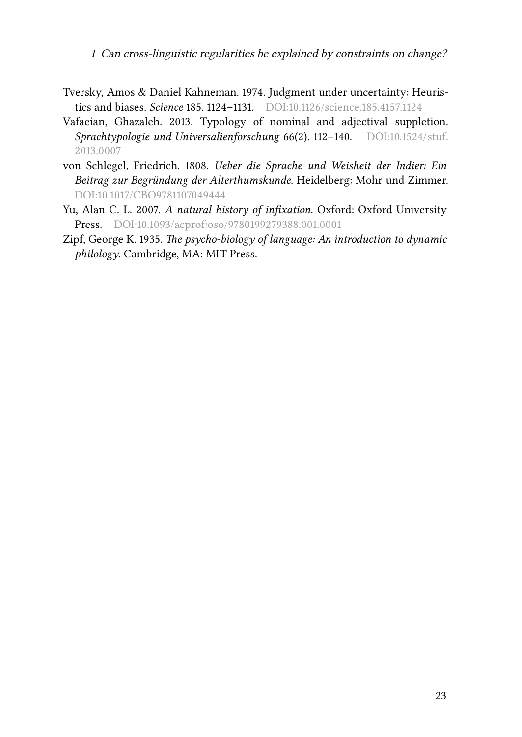Tversky, Amos & Daniel Kahneman. 1974. Judgment under uncertainty: Heuristics and biases. *Science* 185. 1124–1131. DOI:10.1126/science.185.4157.1124

Vafaeian, Ghazaleh. 2013. Typology of nominal and adjectival suppletion. *Sprachtypologie und Universalienforschung* 66(2). 112–140. DOI:10.1524/stuf.2013.0007

von Schlegel, Friedrich. 1808. *Ueber die Sprache und Weisheit der Indier: Ein Beitrag zur Begründung der Alterthumskunde*. Heidelberg: Mohr und Zimmer. DOI:10.1017/CBO9781107049444

Yu, Alan C. L. 2007. *A natural history of infixation*. Oxford: Oxford University Press. DOI:10.1093/acprof:oso/9780199279388.001.0001

Zipf, George K. 1935. *The psycho-biology of language: An introduction to dynamic philology*. Cambridge, MA: MIT Press.